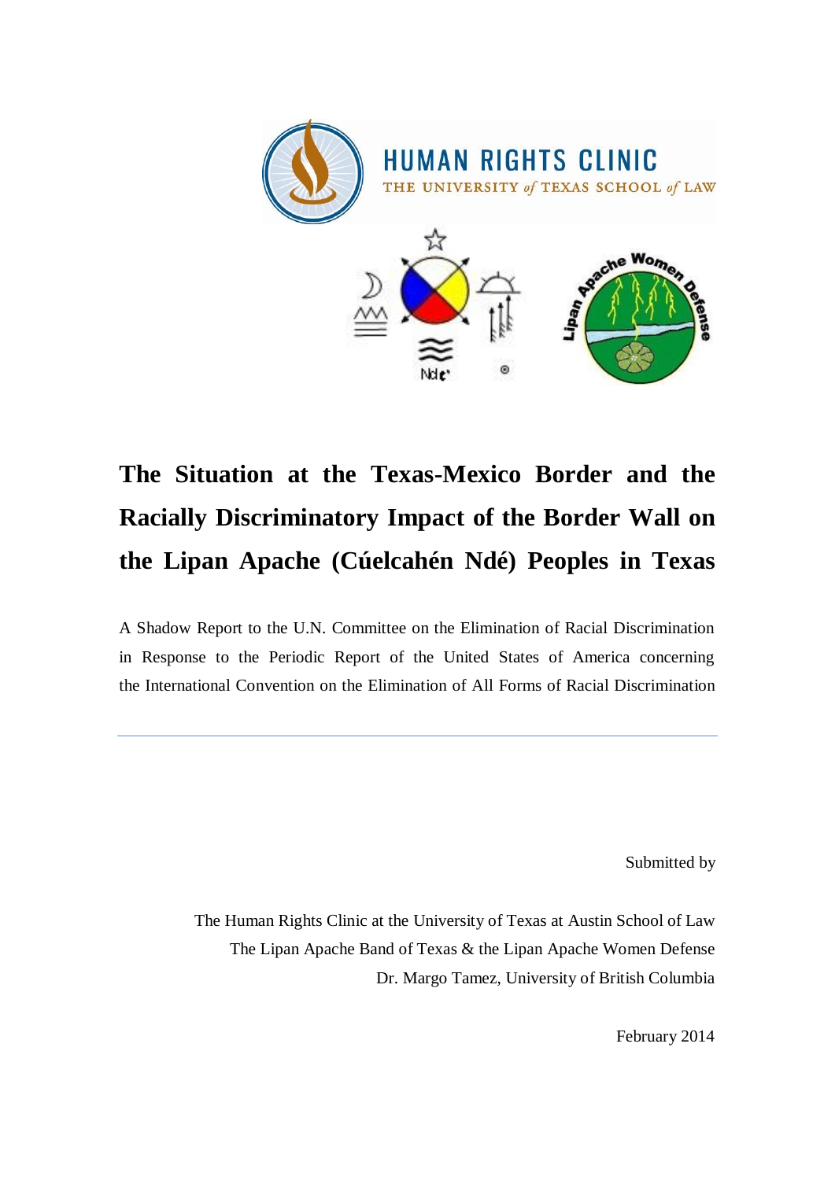HUMAN RIGHTS CLINIC
THE UNIVERSITY *of* TEXAS SCHOOL *of* LAW

# The Situation at the Texas-Mexico Border and the Racially Discriminatory Impact of the Border Wall on the Lipan Apache (Cúelcahén Ndé) Peoples in Texas

A Shadow Report to the U.N. Committee on the Elimination of Racial Discrimination in Response to the Periodic Report of the United States of America concerning the International Convention on the Elimination of All Forms of Racial Discrimination

---

Submitted by

The Human Rights Clinic at the University of Texas at Austin School of Law
The Lipan Apache Band of Texas & the Lipan Apache Women Defense
Dr. Margo Tamez, University of British Columbia

February 2014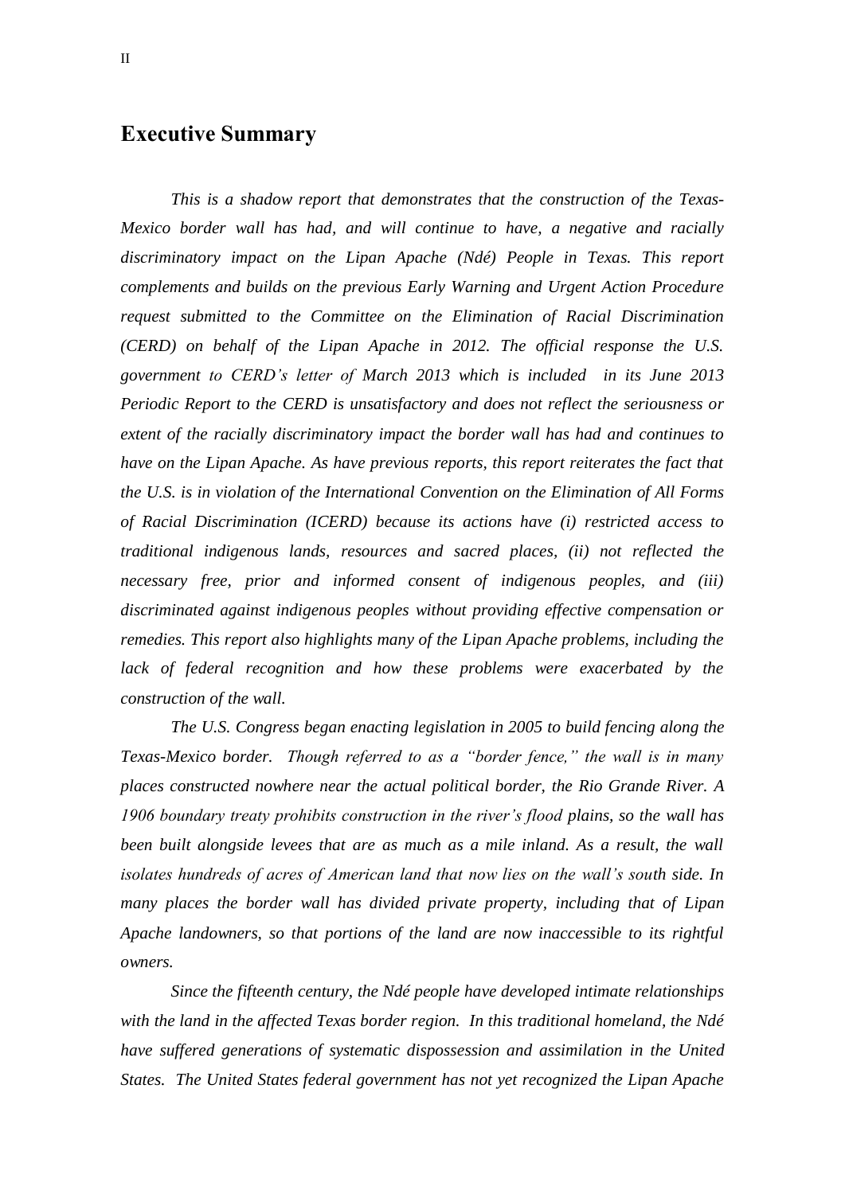## Executive Summary

*This is a shadow report that demonstrates that the construction of the Texas-Mexico border wall has had, and will continue to have, a negative and racially discriminatory impact on the Lipan Apache (Ndé) People in Texas. This report complements and builds on the previous Early Warning and Urgent Action Procedure request submitted to the Committee on the Elimination of Racial Discrimination (CERD) on behalf of the Lipan Apache in 2012. The official response the U.S. government to CERD's letter of March 2013 which is included in its June 2013 Periodic Report to the CERD is unsatisfactory and does not reflect the seriousness or extent of the racially discriminatory impact the border wall has had and continues to have on the Lipan Apache. As have previous reports, this report reiterates the fact that the U.S. is in violation of the International Convention on the Elimination of All Forms of Racial Discrimination (ICERD) because its actions have (i) restricted access to traditional indigenous lands, resources and sacred places, (ii) not reflected the necessary free, prior and informed consent of indigenous peoples, and (iii) discriminated against indigenous peoples without providing effective compensation or remedies. This report also highlights many of the Lipan Apache problems, including the lack of federal recognition and how these problems were exacerbated by the construction of the wall.*

*The U.S. Congress began enacting legislation in 2005 to build fencing along the Texas-Mexico border. Though referred to as a "border fence," the wall is in many places constructed nowhere near the actual political border, the Rio Grande River. A 1906 boundary treaty prohibits construction in the river's flood plains, so the wall has been built alongside levees that are as much as a mile inland. As a result, the wall isolates hundreds of acres of American land that now lies on the wall's south side. In many places the border wall has divided private property, including that of Lipan Apache landowners, so that portions of the land are now inaccessible to its rightful owners.*

*Since the fifteenth century, the Ndé people have developed intimate relationships with the land in the affected Texas border region. In this traditional homeland, the Ndé have suffered generations of systematic dispossession and assimilation in the United States. The United States federal government has not yet recognized the Lipan Apache*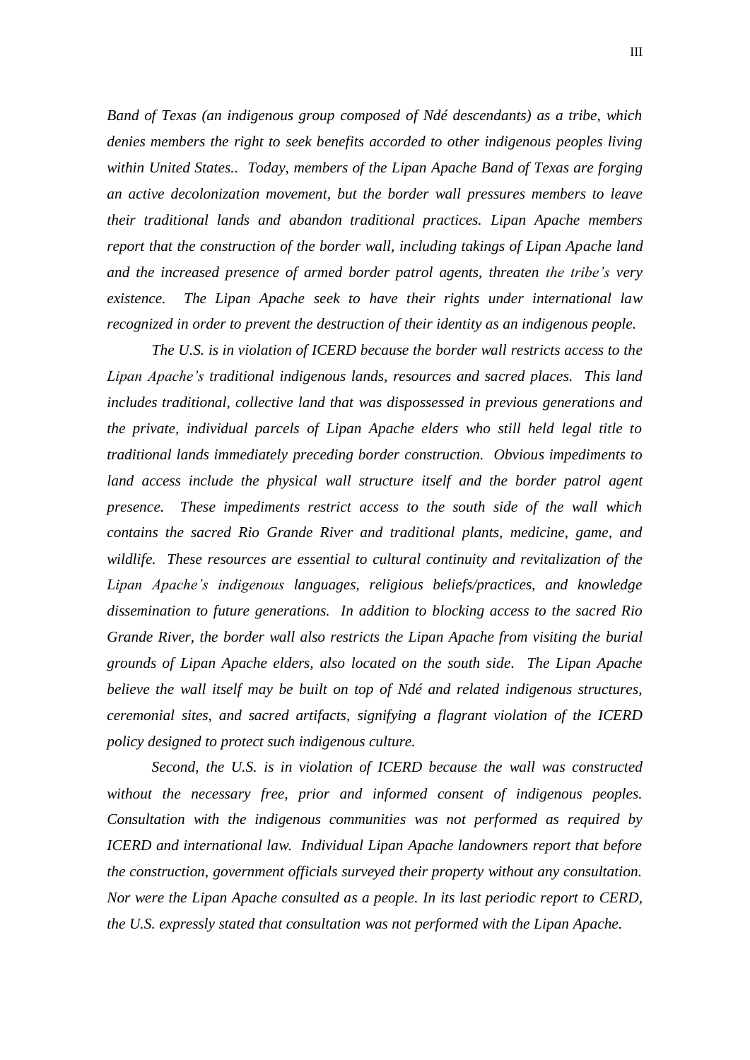*Band of Texas (an indigenous group composed of Ndé descendants) as a tribe, which denies members the right to seek benefits accorded to other indigenous peoples living within United States.. Today, members of the Lipan Apache Band of Texas are forging an active decolonization movement, but the border wall pressures members to leave their traditional lands and abandon traditional practices. Lipan Apache members report that the construction of the border wall, including takings of Lipan Apache land and the increased presence of armed border patrol agents, threaten the tribe's very existence. The Lipan Apache seek to have their rights under international law recognized in order to prevent the destruction of their identity as an indigenous people.*

*The U.S. is in violation of ICERD because the border wall restricts access to the Lipan Apache's traditional indigenous lands, resources and sacred places. This land includes traditional, collective land that was dispossessed in previous generations and the private, individual parcels of Lipan Apache elders who still held legal title to traditional lands immediately preceding border construction. Obvious impediments to land access include the physical wall structure itself and the border patrol agent presence. These impediments restrict access to the south side of the wall which contains the sacred Rio Grande River and traditional plants, medicine, game, and wildlife. These resources are essential to cultural continuity and revitalization of the Lipan Apache's indigenous languages, religious beliefs/practices, and knowledge dissemination to future generations. In addition to blocking access to the sacred Rio Grande River, the border wall also restricts the Lipan Apache from visiting the burial grounds of Lipan Apache elders, also located on the south side. The Lipan Apache believe the wall itself may be built on top of Ndé and related indigenous structures, ceremonial sites, and sacred artifacts, signifying a flagrant violation of the ICERD policy designed to protect such indigenous culture.*

*Second, the U.S. is in violation of ICERD because the wall was constructed without the necessary free, prior and informed consent of indigenous peoples. Consultation with the indigenous communities was not performed as required by ICERD and international law. Individual Lipan Apache landowners report that before the construction, government officials surveyed their property without any consultation. Nor were the Lipan Apache consulted as a people. In its last periodic report to CERD, the U.S. expressly stated that consultation was not performed with the Lipan Apache.*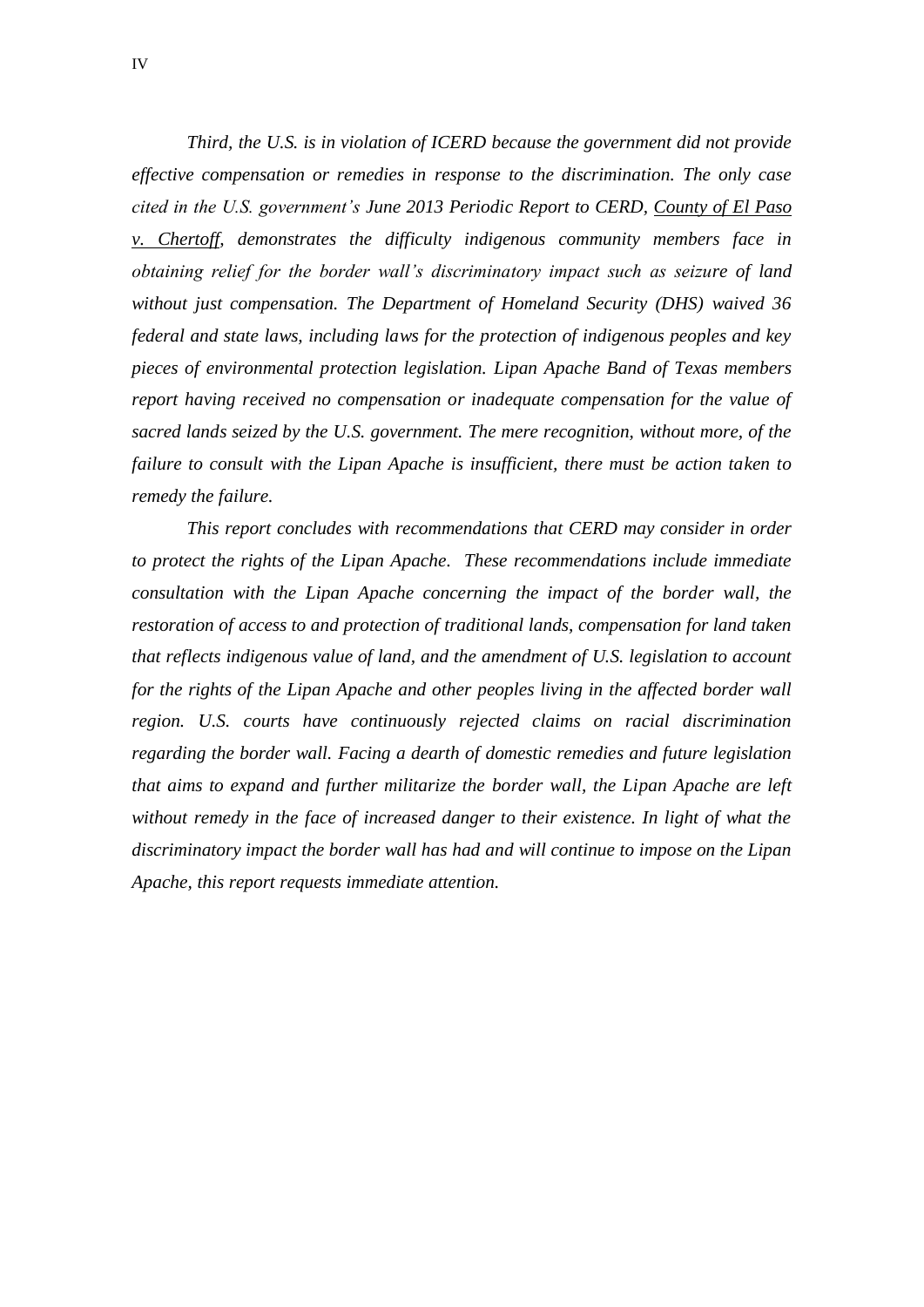*Third, the U.S. is in violation of ICERD because the government did not provide effective compensation or remedies in response to the discrimination. The only case cited in the U.S. government's June 2013 Periodic Report to CERD, County of El Paso v. Chertoff, demonstrates the difficulty indigenous community members face in obtaining relief for the border wall's discriminatory impact such as seizure of land without just compensation. The Department of Homeland Security (DHS) waived 36 federal and state laws, including laws for the protection of indigenous peoples and key pieces of environmental protection legislation. Lipan Apache Band of Texas members report having received no compensation or inadequate compensation for the value of sacred lands seized by the U.S. government. The mere recognition, without more, of the failure to consult with the Lipan Apache is insufficient, there must be action taken to remedy the failure.*

*This report concludes with recommendations that CERD may consider in order to protect the rights of the Lipan Apache. These recommendations include immediate consultation with the Lipan Apache concerning the impact of the border wall, the restoration of access to and protection of traditional lands, compensation for land taken that reflects indigenous value of land, and the amendment of U.S. legislation to account for the rights of the Lipan Apache and other peoples living in the affected border wall region. U.S. courts have continuously rejected claims on racial discrimination regarding the border wall. Facing a dearth of domestic remedies and future legislation that aims to expand and further militarize the border wall, the Lipan Apache are left without remedy in the face of increased danger to their existence. In light of what the discriminatory impact the border wall has had and will continue to impose on the Lipan Apache, this report requests immediate attention.*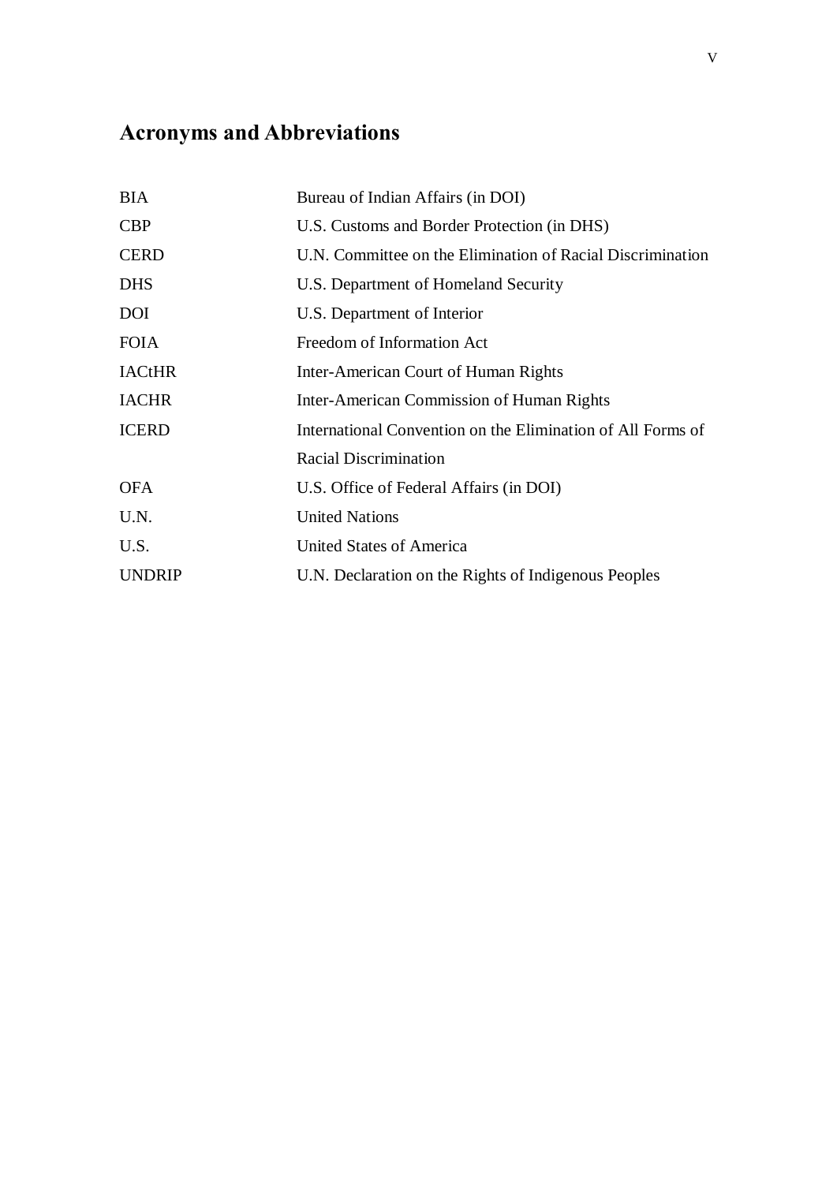# Acronyms and Abbreviations

| | |
|---|---|
| BIA | Bureau of Indian Affairs (in DOI) |
| CBP | U.S. Customs and Border Protection (in DHS) |
| CERD | U.N. Committee on the Elimination of Racial Discrimination |
| DHS | U.S. Department of Homeland Security |
| DOI | U.S. Department of Interior |
| FOIA | Freedom of Information Act |
| IACtHR | Inter-American Court of Human Rights |
| IACHR | Inter-American Commission of Human Rights |
| ICERD | International Convention on the Elimination of All Forms of Racial Discrimination |
| OFA | U.S. Office of Federal Affairs (in DOI) |
| U.N. | United Nations |
| U.S. | United States of America |
| UNDRIP | U.N. Declaration on the Rights of Indigenous Peoples |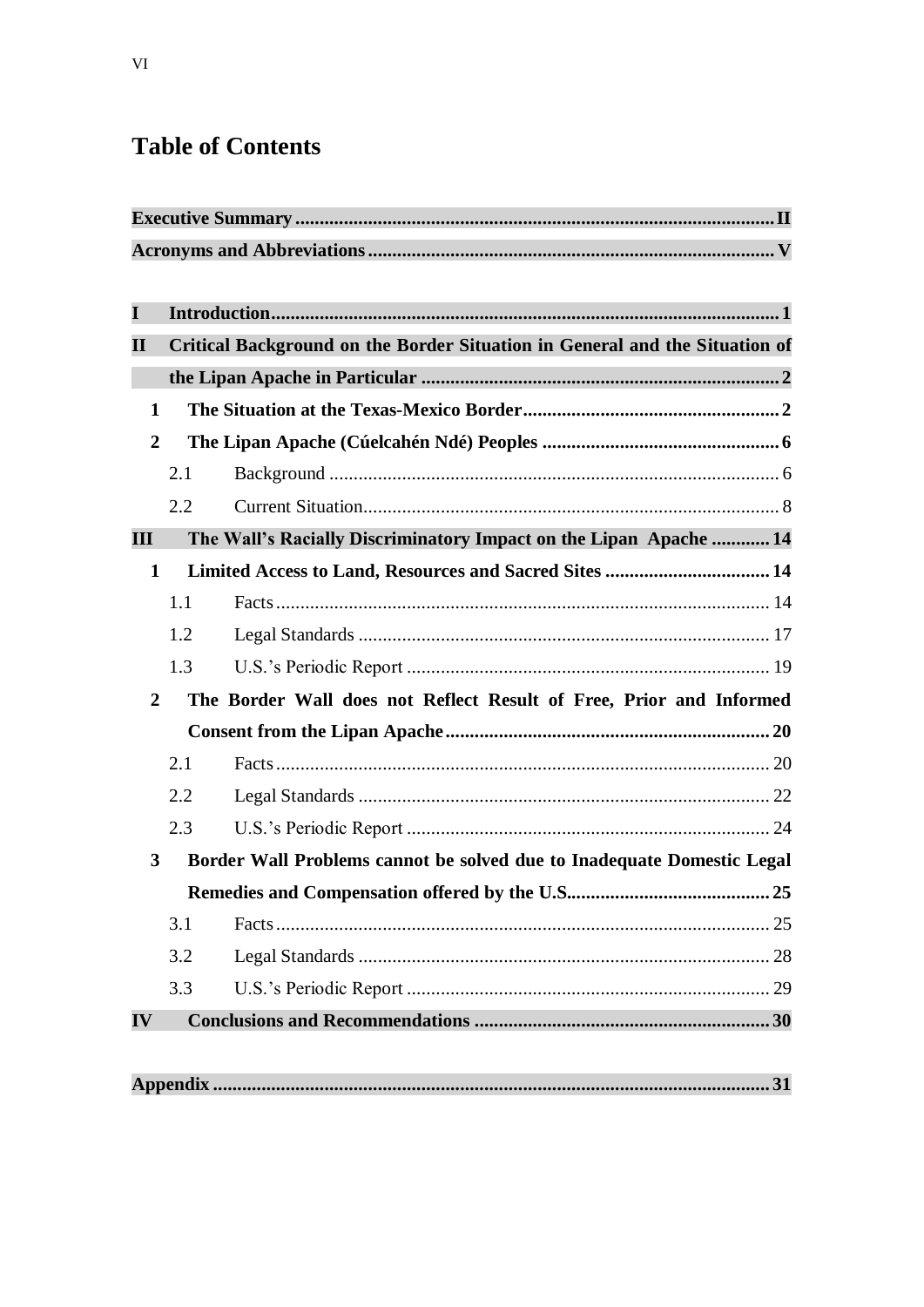# Table of Contents

**Executive Summary** .......... **II**

**Acronyms and Abbreviations** .......... **V**

**I Introduction** .......... **1**

**II Critical Background on the Border Situation in General and the Situation of the Lipan Apache in Particular** .......... **2**

- **1 The Situation at the Texas-Mexico Border** .......... **2**
- **2 The Lipan Apache (Cúelcahén Ndé) Peoples** .......... **6**
  - 2.1 Background .......... 6
  - 2.2 Current Situation .......... 8

**III The Wall's Racially Discriminatory Impact on the Lipan Apache** .......... **14**

- **1 Limited Access to Land, Resources and Sacred Sites** .......... **14**
  - 1.1 Facts .......... 14
  - 1.2 Legal Standards .......... 17
  - 1.3 U.S.'s Periodic Report .......... 19
- **2 The Border Wall does not Reflect Result of Free, Prior and Informed Consent from the Lipan Apache** .......... **20**
  - 2.1 Facts .......... 20
  - 2.2 Legal Standards .......... 22
  - 2.3 U.S.'s Periodic Report .......... 24
- **3 Border Wall Problems cannot be solved due to Inadequate Domestic Legal Remedies and Compensation offered by the U.S.** .......... **25**
  - 3.1 Facts .......... 25
  - 3.2 Legal Standards .......... 28
  - 3.3 U.S.'s Periodic Report .......... 29

**IV Conclusions and Recommendations** .......... **30**

**Appendix** .......... **31**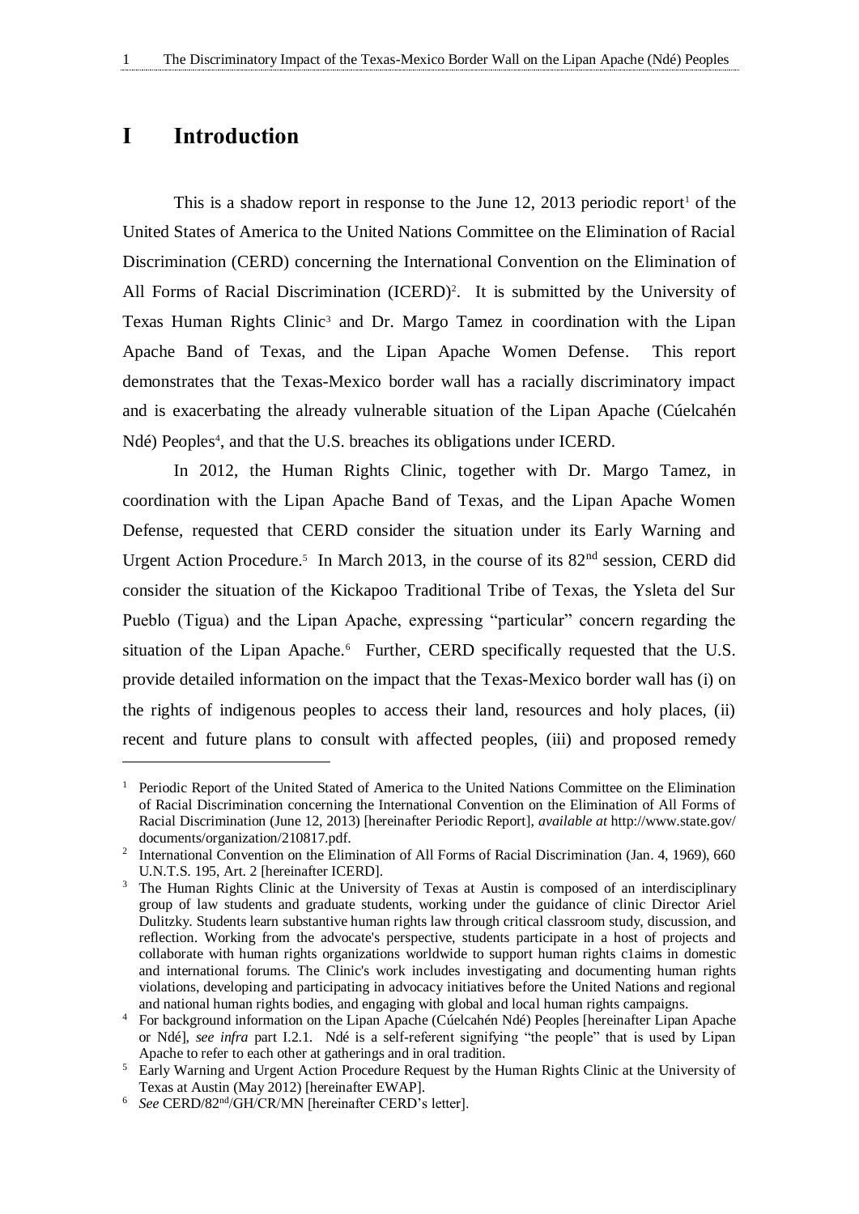# I Introduction

This is a shadow report in response to the June 12, 2013 periodic report[1] of the United States of America to the United Nations Committee on the Elimination of Racial Discrimination (CERD) concerning the International Convention on the Elimination of All Forms of Racial Discrimination (ICERD)[2]. It is submitted by the University of Texas Human Rights Clinic[3] and Dr. Margo Tamez in coordination with the Lipan Apache Band of Texas, and the Lipan Apache Women Defense. This report demonstrates that the Texas-Mexico border wall has a racially discriminatory impact and is exacerbating the already vulnerable situation of the Lipan Apache (Cúelcahén Ndé) Peoples[4], and that the U.S. breaches its obligations under ICERD.

In 2012, the Human Rights Clinic, together with Dr. Margo Tamez, in coordination with the Lipan Apache Band of Texas, and the Lipan Apache Women Defense, requested that CERD consider the situation under its Early Warning and Urgent Action Procedure.[5] In March 2013, in the course of its 82nd session, CERD did consider the situation of the Kickapoo Traditional Tribe of Texas, the Ysleta del Sur Pueblo (Tigua) and the Lipan Apache, expressing "particular" concern regarding the situation of the Lipan Apache.[6] Further, CERD specifically requested that the U.S. provide detailed information on the impact that the Texas-Mexico border wall has (i) on the rights of indigenous peoples to access their land, resources and holy places, (ii) recent and future plans to consult with affected peoples, (iii) and proposed remedy

---

[1] Periodic Report of the United Stated of America to the United Nations Committee on the Elimination of Racial Discrimination concerning the International Convention on the Elimination of All Forms of Racial Discrimination (June 12, 2013) [hereinafter Periodic Report], *available at* http://www.state.gov/documents/organization/210817.pdf.

[2] International Convention on the Elimination of All Forms of Racial Discrimination (Jan. 4, 1969), 660 U.N.T.S. 195, Art. 2 [hereinafter ICERD].

[3] The Human Rights Clinic at the University of Texas at Austin is composed of an interdisciplinary group of law students and graduate students, working under the guidance of clinic Director Ariel Dulitzky. Students learn substantive human rights law through critical classroom study, discussion, and reflection. Working from the advocate's perspective, students participate in a host of projects and collaborate with human rights organizations worldwide to support human rights c1aims in domestic and international forums. The Clinic's work includes investigating and documenting human rights violations, developing and participating in advocacy initiatives before the United Nations and regional and national human rights bodies, and engaging with global and local human rights campaigns.

[4] For background information on the Lipan Apache (Cúelcahén Ndé) Peoples [hereinafter Lipan Apache or Ndé], *see infra* part I.2.1. Ndé is a self-referent signifying "the people" that is used by Lipan Apache to refer to each other at gatherings and in oral tradition.

[5] Early Warning and Urgent Action Procedure Request by the Human Rights Clinic at the University of Texas at Austin (May 2012) [hereinafter EWAP].

[6] *See* CERD/82nd/GH/CR/MN [hereinafter CERD's letter].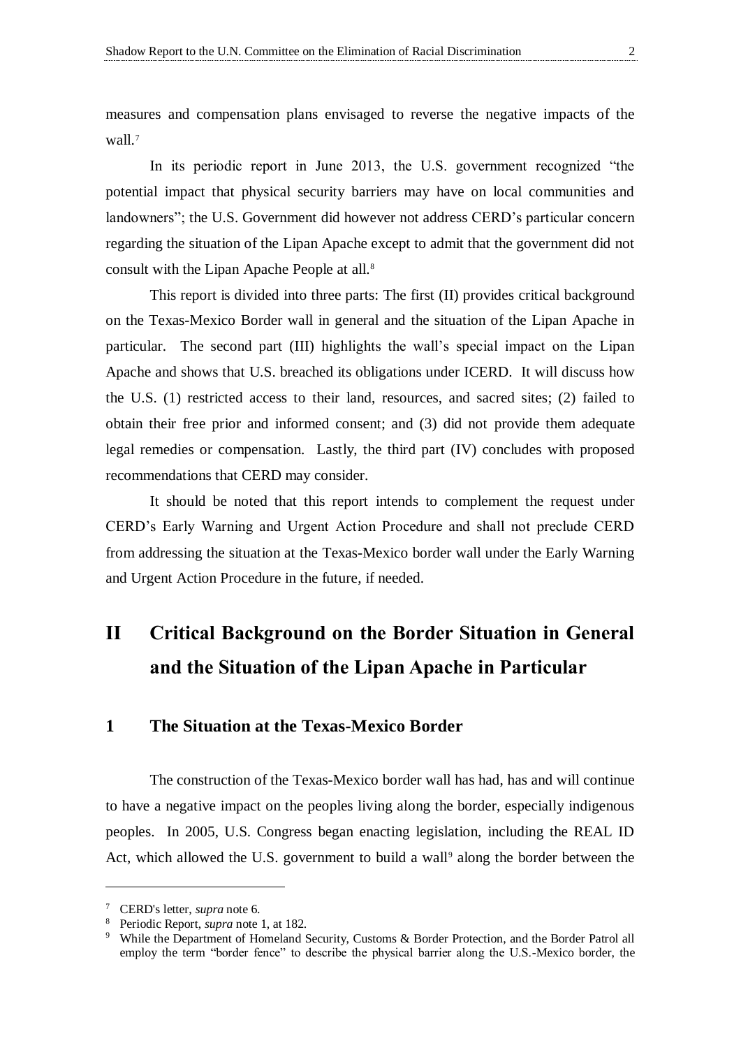measures and compensation plans envisaged to reverse the negative impacts of the wall.[7]

In its periodic report in June 2013, the U.S. government recognized "the potential impact that physical security barriers may have on local communities and landowners"; the U.S. Government did however not address CERD's particular concern regarding the situation of the Lipan Apache except to admit that the government did not consult with the Lipan Apache People at all.[8]

This report is divided into three parts: The first (II) provides critical background on the Texas-Mexico Border wall in general and the situation of the Lipan Apache in particular. The second part (III) highlights the wall's special impact on the Lipan Apache and shows that U.S. breached its obligations under ICERD. It will discuss how the U.S. (1) restricted access to their land, resources, and sacred sites; (2) failed to obtain their free prior and informed consent; and (3) did not provide them adequate legal remedies or compensation. Lastly, the third part (IV) concludes with proposed recommendations that CERD may consider.

It should be noted that this report intends to complement the request under CERD's Early Warning and Urgent Action Procedure and shall not preclude CERD from addressing the situation at the Texas-Mexico border wall under the Early Warning and Urgent Action Procedure in the future, if needed.

# II Critical Background on the Border Situation in General and the Situation of the Lipan Apache in Particular

## 1 The Situation at the Texas-Mexico Border

The construction of the Texas-Mexico border wall has had, has and will continue to have a negative impact on the peoples living along the border, especially indigenous peoples. In 2005, U.S. Congress began enacting legislation, including the REAL ID Act, which allowed the U.S. government to build a wall[9] along the border between the

---

[7] CERD's letter, *supra* note 6.

[8] Periodic Report, *supra* note 1, at 182.

[9] While the Department of Homeland Security, Customs & Border Protection, and the Border Patrol all employ the term "border fence" to describe the physical barrier along the U.S.-Mexico border, the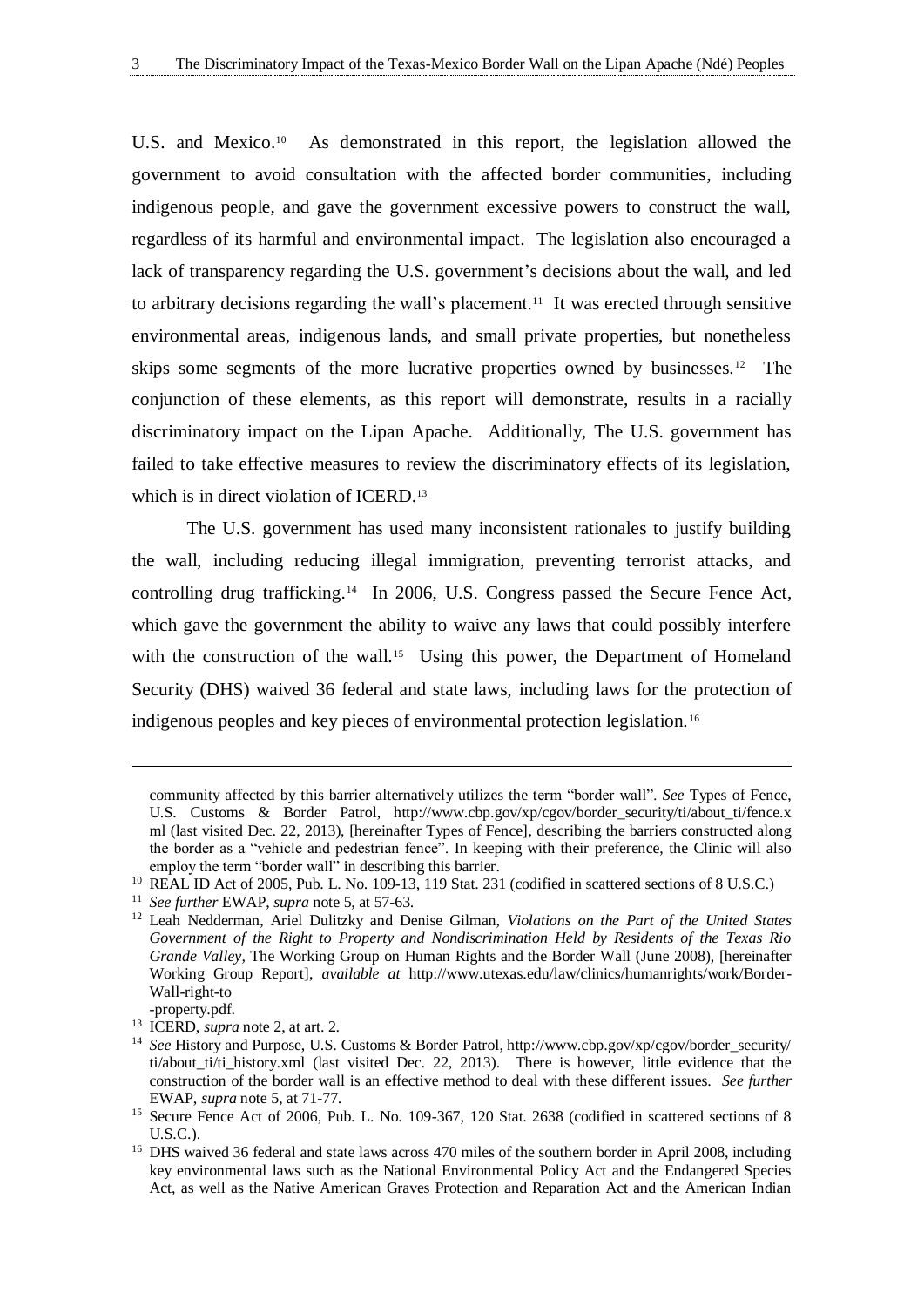U.S. and Mexico.[10] As demonstrated in this report, the legislation allowed the government to avoid consultation with the affected border communities, including indigenous people, and gave the government excessive powers to construct the wall, regardless of its harmful and environmental impact. The legislation also encouraged a lack of transparency regarding the U.S. government's decisions about the wall, and led to arbitrary decisions regarding the wall's placement.[11] It was erected through sensitive environmental areas, indigenous lands, and small private properties, but nonetheless skips some segments of the more lucrative properties owned by businesses.[12] The conjunction of these elements, as this report will demonstrate, results in a racially discriminatory impact on the Lipan Apache. Additionally, The U.S. government has failed to take effective measures to review the discriminatory effects of its legislation, which is in direct violation of ICERD.[13]

The U.S. government has used many inconsistent rationales to justify building the wall, including reducing illegal immigration, preventing terrorist attacks, and controlling drug trafficking.[14] In 2006, U.S. Congress passed the Secure Fence Act, which gave the government the ability to waive any laws that could possibly interfere with the construction of the wall.[15] Using this power, the Department of Homeland Security (DHS) waived 36 federal and state laws, including laws for the protection of indigenous peoples and key pieces of environmental protection legislation.[16]

---

community affected by this barrier alternatively utilizes the term "border wall". *See* Types of Fence, U.S. Customs & Border Patrol, http://www.cbp.gov/xp/cgov/border_security/ti/about_ti/fence.xml (last visited Dec. 22, 2013), [hereinafter Types of Fence], describing the barriers constructed along the border as a "vehicle and pedestrian fence". In keeping with their preference, the Clinic will also employ the term "border wall" in describing this barrier.

[10] REAL ID Act of 2005, Pub. L. No. 109-13, 119 Stat. 231 (codified in scattered sections of 8 U.S.C.)

[11] *See further* EWAP, *supra* note 5, at 57-63.

[12] Leah Nedderman, Ariel Dulitzky and Denise Gilman, *Violations on the Part of the United States Government of the Right to Property and Nondiscrimination Held by Residents of the Texas Rio Grande Valley*, The Working Group on Human Rights and the Border Wall (June 2008), [hereinafter Working Group Report], *available at* http://www.utexas.edu/law/clinics/humanrights/work/Border-Wall-right-to-property.pdf.

[13] ICERD, *supra* note 2, at art. 2.

[14] *See* History and Purpose, U.S. Customs & Border Patrol, http://www.cbp.gov/xp/cgov/border_security/ti/about_ti/ti_history.xml (last visited Dec. 22, 2013). There is however, little evidence that the construction of the border wall is an effective method to deal with these different issues. *See further* EWAP, *supra* note 5, at 71-77.

[15] Secure Fence Act of 2006, Pub. L. No. 109-367, 120 Stat. 2638 (codified in scattered sections of 8 U.S.C.).

[16] DHS waived 36 federal and state laws across 470 miles of the southern border in April 2008, including key environmental laws such as the National Environmental Policy Act and the Endangered Species Act, as well as the Native American Graves Protection and Reparation Act and the American Indian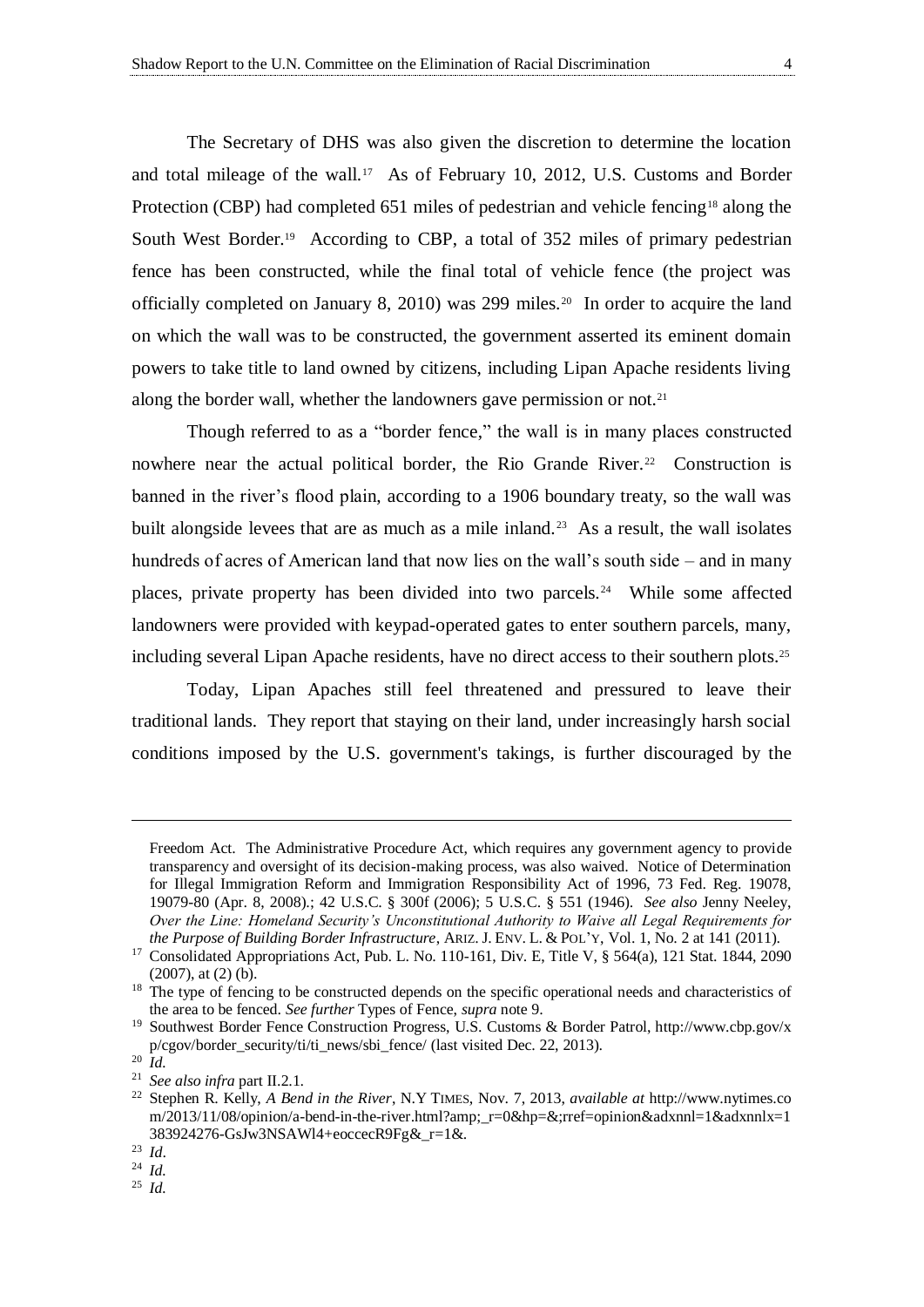The Secretary of DHS was also given the discretion to determine the location and total mileage of the wall.[17] As of February 10, 2012, U.S. Customs and Border Protection (CBP) had completed 651 miles of pedestrian and vehicle fencing[18] along the South West Border.[19] According to CBP, a total of 352 miles of primary pedestrian fence has been constructed, while the final total of vehicle fence (the project was officially completed on January 8, 2010) was 299 miles.[20] In order to acquire the land on which the wall was to be constructed, the government asserted its eminent domain powers to take title to land owned by citizens, including Lipan Apache residents living along the border wall, whether the landowners gave permission or not.[21]

Though referred to as a "border fence," the wall is in many places constructed nowhere near the actual political border, the Rio Grande River.[22] Construction is banned in the river's flood plain, according to a 1906 boundary treaty, so the wall was built alongside levees that are as much as a mile inland.[23] As a result, the wall isolates hundreds of acres of American land that now lies on the wall's south side – and in many places, private property has been divided into two parcels.[24] While some affected landowners were provided with keypad-operated gates to enter southern parcels, many, including several Lipan Apache residents, have no direct access to their southern plots.[25]

Today, Lipan Apaches still feel threatened and pressured to leave their traditional lands. They report that staying on their land, under increasingly harsh social conditions imposed by the U.S. government's takings, is further discouraged by the

---

Freedom Act. The Administrative Procedure Act, which requires any government agency to provide transparency and oversight of its decision-making process, was also waived. Notice of Determination for Illegal Immigration Reform and Immigration Responsibility Act of 1996, 73 Fed. Reg. 19078, 19079-80 (Apr. 8, 2008).; 42 U.S.C. § 300f (2006); 5 U.S.C. § 551 (1946). *See also* Jenny Neeley, *Over the Line: Homeland Security's Unconstitutional Authority to Waive all Legal Requirements for the Purpose of Building Border Infrastructure*, ARIZ. J. ENV. L. & POL'Y, Vol. 1, No. 2 at 141 (2011).

[17] Consolidated Appropriations Act, Pub. L. No. 110-161, Div. E, Title V, § 564(a), 121 Stat. 1844, 2090 (2007), at (2) (b).

[18] The type of fencing to be constructed depends on the specific operational needs and characteristics of the area to be fenced. *See further* Types of Fence, *supra* note 9.

[19] Southwest Border Fence Construction Progress, U.S. Customs & Border Patrol, http://www.cbp.gov/xp/cgov/border_security/ti/ti_news/sbi_fence/ (last visited Dec. 22, 2013).

[20] *Id.*

[21] *See also infra* part II.2.1.

[22] Stephen R. Kelly, *A Bend in the River*, N.Y TIMES, Nov. 7, 2013, *available at* http://www.nytimes.com/2013/11/08/opinion/a-bend-in-the-river.html?amp;_r=0&hp=&;rref=opinion&adxnnl=1&adxnnlx=1383924276-GsJw3NSAWl4+eoccecR9Fg&_r=1&.

[23] *Id*.

[24] *Id.*

[25] *Id.*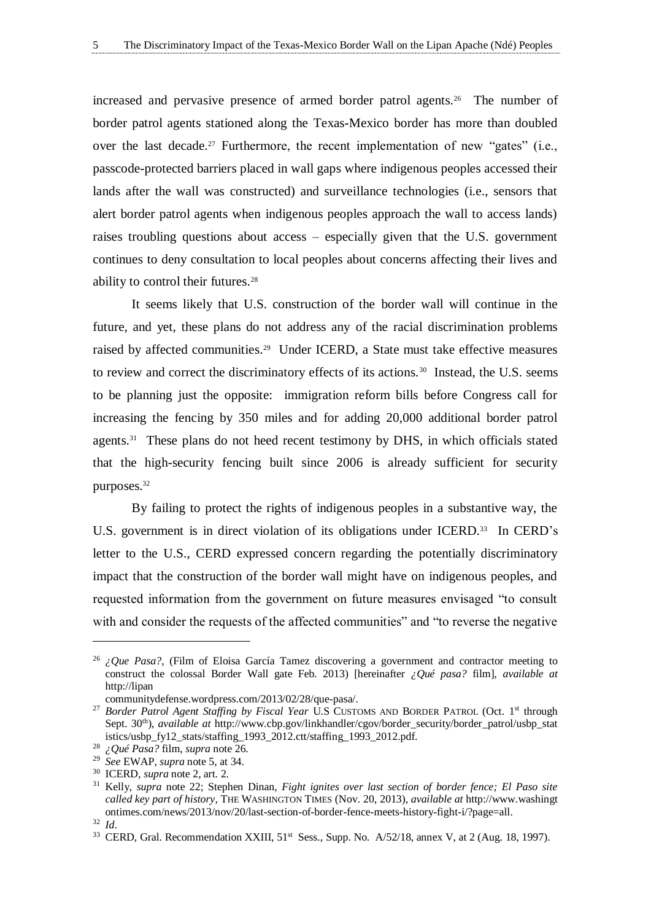increased and pervasive presence of armed border patrol agents.[26] The number of border patrol agents stationed along the Texas-Mexico border has more than doubled over the last decade.[27] Furthermore, the recent implementation of new "gates" (i.e., passcode-protected barriers placed in wall gaps where indigenous peoples accessed their lands after the wall was constructed) and surveillance technologies (i.e., sensors that alert border patrol agents when indigenous peoples approach the wall to access lands) raises troubling questions about access – especially given that the U.S. government continues to deny consultation to local peoples about concerns affecting their lives and ability to control their futures.[28]

It seems likely that U.S. construction of the border wall will continue in the future, and yet, these plans do not address any of the racial discrimination problems raised by affected communities.[29] Under ICERD, a State must take effective measures to review and correct the discriminatory effects of its actions.[30] Instead, the U.S. seems to be planning just the opposite: immigration reform bills before Congress call for increasing the fencing by 350 miles and for adding 20,000 additional border patrol agents.[31] These plans do not heed recent testimony by DHS, in which officials stated that the high-security fencing built since 2006 is already sufficient for security purposes.[32]

By failing to protect the rights of indigenous peoples in a substantive way, the U.S. government is in direct violation of its obligations under ICERD.[33] In CERD's letter to the U.S., CERD expressed concern regarding the potentially discriminatory impact that the construction of the border wall might have on indigenous peoples, and requested information from the government on future measures envisaged "to consult with and consider the requests of the affected communities" and "to reverse the negative

---

[26] *¿Que Pasa?*, (Film of Eloisa García Tamez discovering a government and contractor meeting to construct the colossal Border Wall gate Feb. 2013) [hereinafter *¿Qué pasa?* film], *available at* http://lipan communitydefense.wordpress.com/2013/02/28/que-pasa/.

[27] *Border Patrol Agent Staffing by Fiscal Year* U.S CUSTOMS AND BORDER PATROL (Oct. 1st through Sept. 30th), *available at* http://www.cbp.gov/linkhandler/cgov/border_security/border_patrol/usbp_statistics/usbp_fy12_stats/staffing_1993_2012.ctt/staffing_1993_2012.pdf.

[28] *¿Qué Pasa?* film, *supra* note 26.

[29] *See* EWAP, *supra* note 5, at 34.

[30] ICERD, *supra* note 2, art. 2.

[31] Kelly, *supra* note 22; Stephen Dinan, *Fight ignites over last section of border fence; El Paso site called key part of history*, THE WASHINGTON TIMES (Nov. 20, 2013), *available at* http://www.washingtontimes.com/news/2013/nov/20/last-section-of-border-fence-meets-history-fight-i/?page=all.

[32] *Id*.

[33] CERD, Gral. Recommendation XXIII, 51st Sess., Supp. No. A/52/18, annex V, at 2 (Aug. 18, 1997).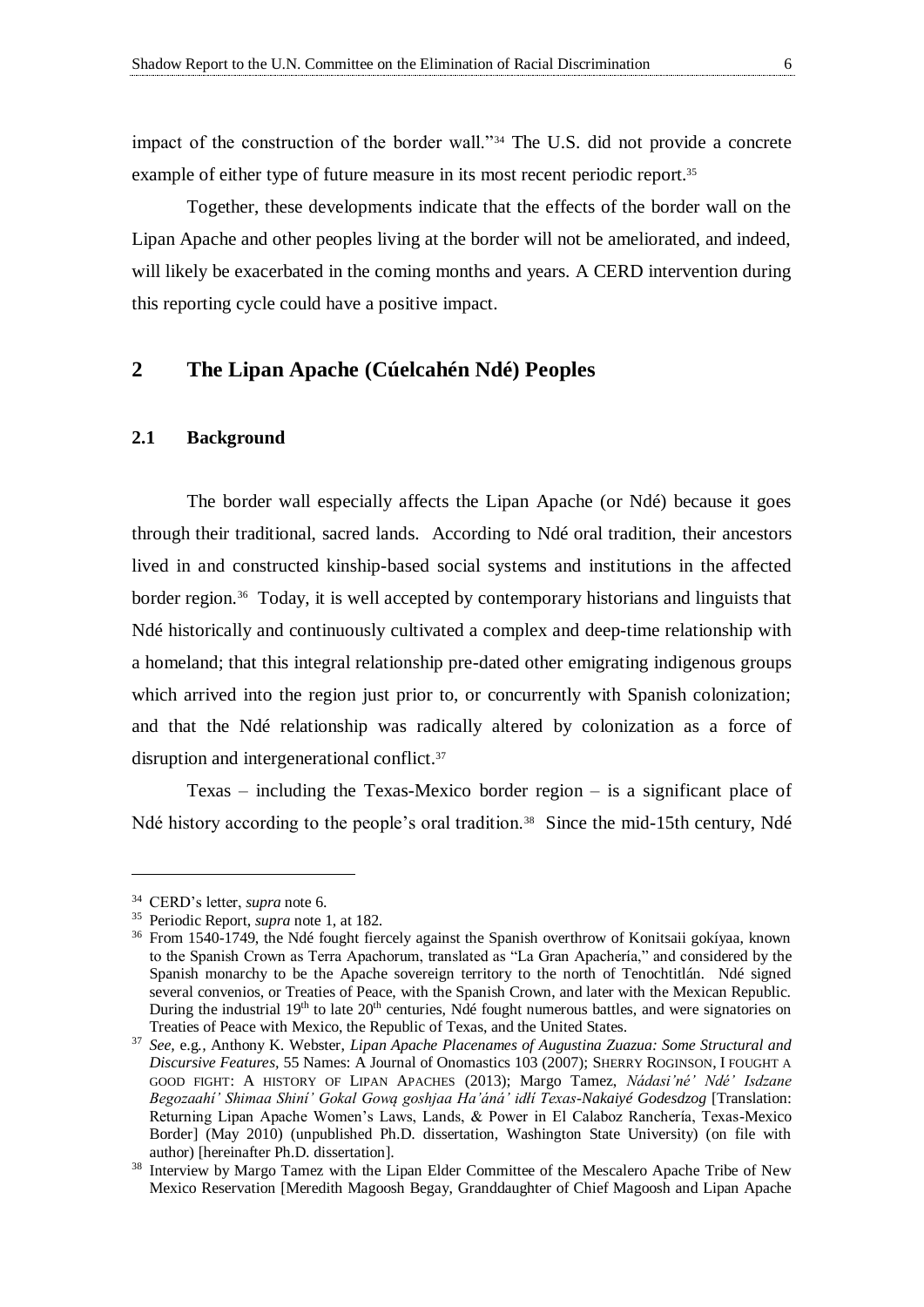impact of the construction of the border wall."[34] The U.S. did not provide a concrete example of either type of future measure in its most recent periodic report.[35]

Together, these developments indicate that the effects of the border wall on the Lipan Apache and other peoples living at the border will not be ameliorated, and indeed, will likely be exacerbated in the coming months and years. A CERD intervention during this reporting cycle could have a positive impact.

## 2 The Lipan Apache (Cúelcahén Ndé) Peoples

### 2.1 Background

The border wall especially affects the Lipan Apache (or Ndé) because it goes through their traditional, sacred lands. According to Ndé oral tradition, their ancestors lived in and constructed kinship-based social systems and institutions in the affected border region.[36] Today, it is well accepted by contemporary historians and linguists that Ndé historically and continuously cultivated a complex and deep-time relationship with a homeland; that this integral relationship pre-dated other emigrating indigenous groups which arrived into the region just prior to, or concurrently with Spanish colonization; and that the Ndé relationship was radically altered by colonization as a force of disruption and intergenerational conflict.[37]

Texas – including the Texas-Mexico border region – is a significant place of Ndé history according to the people's oral tradition.[38] Since the mid-15th century, Ndé

---

[34] CERD's letter, *supra* note 6.

[35] Periodic Report, *supra* note 1, at 182.

[36] From 1540-1749, the Ndé fought fiercely against the Spanish overthrow of Konitsaii gokíyaa, known to the Spanish Crown as Terra Apachorum, translated as "La Gran Apachería," and considered by the Spanish monarchy to be the Apache sovereign territory to the north of Tenochtitlán. Ndé signed several convenios, or Treaties of Peace, with the Spanish Crown, and later with the Mexican Republic. During the industrial 19th to late 20th centuries, Ndé fought numerous battles, and were signatories on Treaties of Peace with Mexico, the Republic of Texas, and the United States.

[37] *See*, e.g., Anthony K. Webster, *Lipan Apache Placenames of Augustina Zuazua: Some Structural and Discursive Features*, 55 Names: A Journal of Onomastics 103 (2007); SHERRY ROGINSON, I FOUGHT A GOOD FIGHT: A HISTORY OF LIPAN APACHES (2013); Margo Tamez, *Nádasi'né' Ndé' Isdzane Begozaahí' Shimaa Shiní' Gokal Gową goshjaa Ha'áná' idlí Texas-Nakaiyé Godesdzog* [Translation: Returning Lipan Apache Women's Laws, Lands, & Power in El Calaboz Ranchería, Texas-Mexico Border] (May 2010) (unpublished Ph.D. dissertation, Washington State University) (on file with author) [hereinafter Ph.D. dissertation].

[38] Interview by Margo Tamez with the Lipan Elder Committee of the Mescalero Apache Tribe of New Mexico Reservation [Meredith Magoosh Begay, Granddaughter of Chief Magoosh and Lipan Apache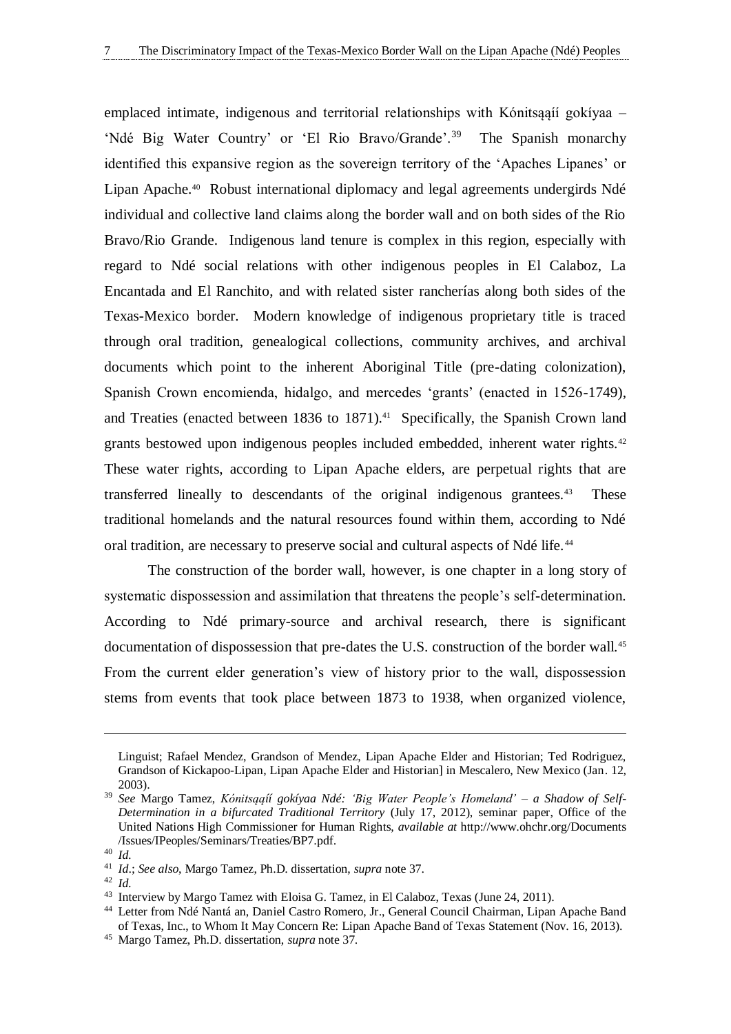emplaced intimate, indigenous and territorial relationships with Kónitsąąíí gokíyaa – 'Ndé Big Water Country' or 'El Rio Bravo/Grande'.[39] The Spanish monarchy identified this expansive region as the sovereign territory of the 'Apaches Lipanes' or Lipan Apache.[40] Robust international diplomacy and legal agreements undergirds Ndé individual and collective land claims along the border wall and on both sides of the Rio Bravo/Rio Grande. Indigenous land tenure is complex in this region, especially with regard to Ndé social relations with other indigenous peoples in El Calaboz, La Encantada and El Ranchito, and with related sister rancherías along both sides of the Texas-Mexico border. Modern knowledge of indigenous proprietary title is traced through oral tradition, genealogical collections, community archives, and archival documents which point to the inherent Aboriginal Title (pre-dating colonization), Spanish Crown encomienda, hidalgo, and mercedes 'grants' (enacted in 1526-1749), and Treaties (enacted between 1836 to 1871).[41] Specifically, the Spanish Crown land grants bestowed upon indigenous peoples included embedded, inherent water rights.[42] These water rights, according to Lipan Apache elders, are perpetual rights that are transferred lineally to descendants of the original indigenous grantees.[43] These traditional homelands and the natural resources found within them, according to Ndé oral tradition, are necessary to preserve social and cultural aspects of Ndé life.[44]

The construction of the border wall, however, is one chapter in a long story of systematic dispossession and assimilation that threatens the people's self-determination. According to Ndé primary-source and archival research, there is significant documentation of dispossession that pre-dates the U.S. construction of the border wall.[45] From the current elder generation's view of history prior to the wall, dispossession stems from events that took place between 1873 to 1938, when organized violence,

---

Linguist; Rafael Mendez, Grandson of Mendez, Lipan Apache Elder and Historian; Ted Rodriguez, Grandson of Kickapoo-Lipan, Lipan Apache Elder and Historian] in Mescalero, New Mexico (Jan. 12, 2003).

[39] *See* Margo Tamez, *Kónitsąąíí gokíyaa Ndé: 'Big Water People's Homeland' – a Shadow of Self-Determination in a bifurcated Traditional Territory* (July 17, 2012), seminar paper, Office of the United Nations High Commissioner for Human Rights, *available at* http://www.ohchr.org/Documents/Issues/IPeoples/Seminars/Treaties/BP7.pdf.

[40] *Id.*

[41] *Id.*; *See also*, Margo Tamez, Ph.D. dissertation, *supra* note 37.

[42] *Id.*

[43] Interview by Margo Tamez with Eloisa G. Tamez, in El Calaboz, Texas (June 24, 2011).

[44] Letter from Ndé Nantá an, Daniel Castro Romero, Jr., General Council Chairman, Lipan Apache Band of Texas, Inc., to Whom It May Concern Re: Lipan Apache Band of Texas Statement (Nov. 16, 2013).

[45] Margo Tamez, Ph.D. dissertation, *supra* note 37.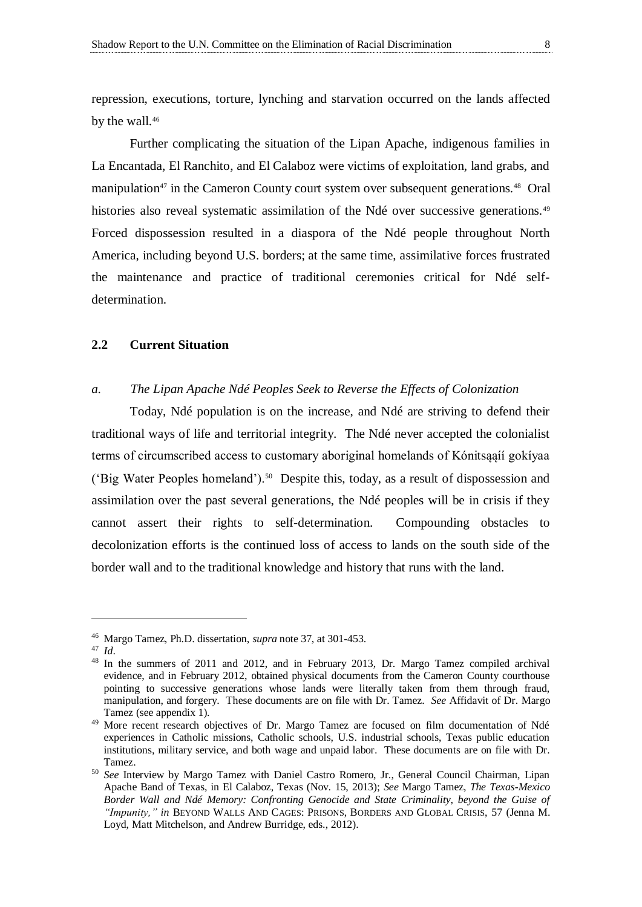repression, executions, torture, lynching and starvation occurred on the lands affected by the wall.[46]

Further complicating the situation of the Lipan Apache, indigenous families in La Encantada, El Ranchito, and El Calaboz were victims of exploitation, land grabs, and manipulation[47] in the Cameron County court system over subsequent generations.[48] Oral histories also reveal systematic assimilation of the Ndé over successive generations.[49] Forced dispossession resulted in a diaspora of the Ndé people throughout North America, including beyond U.S. borders; at the same time, assimilative forces frustrated the maintenance and practice of traditional ceremonies critical for Ndé self-determination.

### 2.2 Current Situation

#### *a. The Lipan Apache Ndé Peoples Seek to Reverse the Effects of Colonization*

Today, Ndé population is on the increase, and Ndé are striving to defend their traditional ways of life and territorial integrity. The Ndé never accepted the colonialist terms of circumscribed access to customary aboriginal homelands of Kónitsąąíí gokíyaa ('Big Water Peoples homeland').[50] Despite this, today, as a result of dispossession and assimilation over the past several generations, the Ndé peoples will be in crisis if they cannot assert their rights to self-determination. Compounding obstacles to decolonization efforts is the continued loss of access to lands on the south side of the border wall and to the traditional knowledge and history that runs with the land.

---

[46] Margo Tamez, Ph.D. dissertation, *supra* note 37, at 301-453.

[47] *Id*.

[48] In the summers of 2011 and 2012, and in February 2013, Dr. Margo Tamez compiled archival evidence, and in February 2012, obtained physical documents from the Cameron County courthouse pointing to successive generations whose lands were literally taken from them through fraud, manipulation, and forgery. These documents are on file with Dr. Tamez. *See* Affidavit of Dr. Margo Tamez (see appendix 1).

[49] More recent research objectives of Dr. Margo Tamez are focused on film documentation of Ndé experiences in Catholic missions, Catholic schools, U.S. industrial schools, Texas public education institutions, military service, and both wage and unpaid labor. These documents are on file with Dr. Tamez.

[50] *See* Interview by Margo Tamez with Daniel Castro Romero, Jr., General Council Chairman, Lipan Apache Band of Texas, in El Calaboz, Texas (Nov. 15, 2013); *See* Margo Tamez, *The Texas-Mexico Border Wall and Ndé Memory: Confronting Genocide and State Criminality, beyond the Guise of "Impunity," in* BEYOND WALLS AND CAGES: PRISONS, BORDERS AND GLOBAL CRISIS, 57 (Jenna M. Loyd, Matt Mitchelson, and Andrew Burridge, eds., 2012).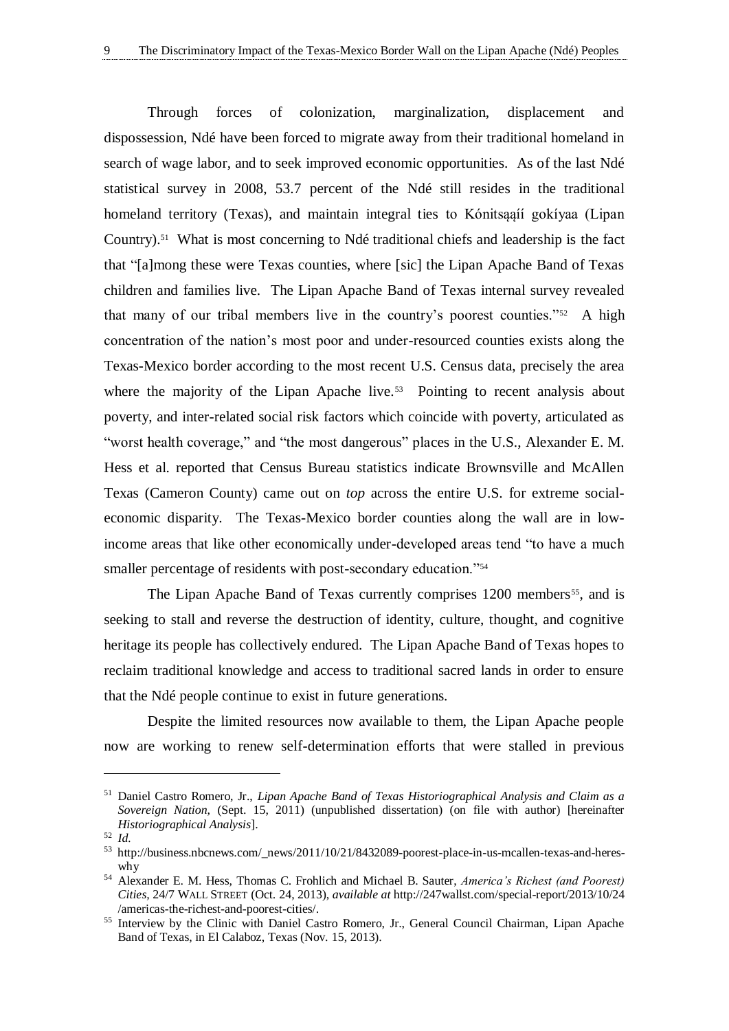Through forces of colonization, marginalization, displacement and dispossession, Ndé have been forced to migrate away from their traditional homeland in search of wage labor, and to seek improved economic opportunities. As of the last Ndé statistical survey in 2008, 53.7 percent of the Ndé still resides in the traditional homeland territory (Texas), and maintain integral ties to Kónitsąąíí gokíyaa (Lipan Country).[51] What is most concerning to Ndé traditional chiefs and leadership is the fact that "[a]mong these were Texas counties, where [sic] the Lipan Apache Band of Texas children and families live. The Lipan Apache Band of Texas internal survey revealed that many of our tribal members live in the country's poorest counties."[52] A high concentration of the nation's most poor and under-resourced counties exists along the Texas-Mexico border according to the most recent U.S. Census data, precisely the area where the majority of the Lipan Apache live.[53] Pointing to recent analysis about poverty, and inter-related social risk factors which coincide with poverty, articulated as "worst health coverage," and "the most dangerous" places in the U.S., Alexander E. M. Hess et al. reported that Census Bureau statistics indicate Brownsville and McAllen Texas (Cameron County) came out on *top* across the entire U.S. for extreme social-economic disparity. The Texas-Mexico border counties along the wall are in low-income areas that like other economically under-developed areas tend "to have a much smaller percentage of residents with post-secondary education."[54]

The Lipan Apache Band of Texas currently comprises 1200 members[55], and is seeking to stall and reverse the destruction of identity, culture, thought, and cognitive heritage its people has collectively endured. The Lipan Apache Band of Texas hopes to reclaim traditional knowledge and access to traditional sacred lands in order to ensure that the Ndé people continue to exist in future generations.

Despite the limited resources now available to them, the Lipan Apache people now are working to renew self-determination efforts that were stalled in previous

---

[51] Daniel Castro Romero, Jr., *Lipan Apache Band of Texas Historiographical Analysis and Claim as a Sovereign Nation*, (Sept. 15, 2011) (unpublished dissertation) (on file with author) [hereinafter *Historiographical Analysis*].

[52] *Id.*

[53] http://business.nbcnews.com/_news/2011/10/21/8432089-poorest-place-in-us-mcallen-texas-and-heres-why

[54] Alexander E. M. Hess, Thomas C. Frohlich and Michael B. Sauter, *America's Richest (and Poorest) Cities*, 24/7 WALL STREET (Oct. 24, 2013), *available at* http://247wallst.com/special-report/2013/10/24/americas-the-richest-and-poorest-cities/.

[55] Interview by the Clinic with Daniel Castro Romero, Jr., General Council Chairman, Lipan Apache Band of Texas, in El Calaboz, Texas (Nov. 15, 2013).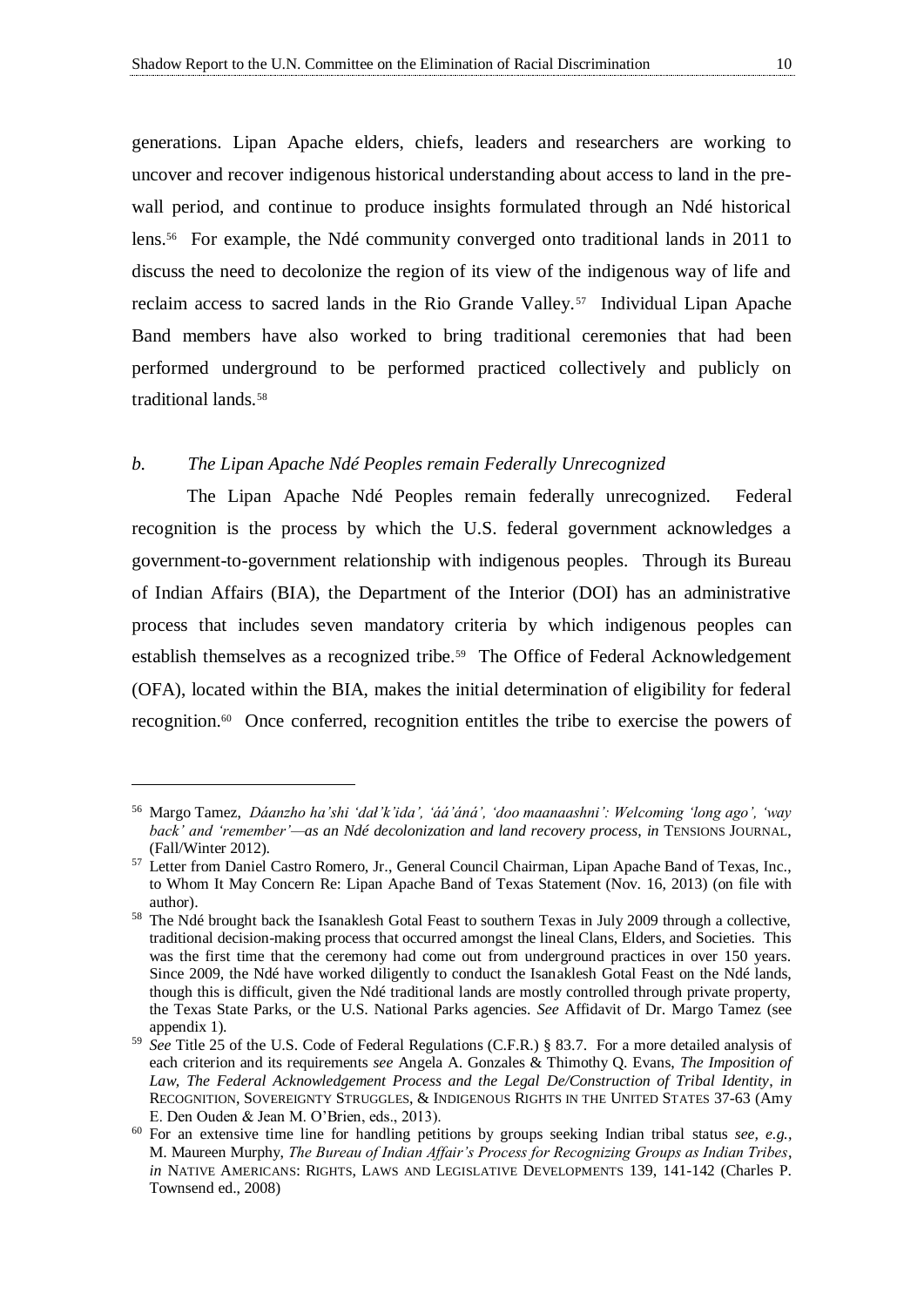generations. Lipan Apache elders, chiefs, leaders and researchers are working to uncover and recover indigenous historical understanding about access to land in the pre-wall period, and continue to produce insights formulated through an Ndé historical lens.[56] For example, the Ndé community converged onto traditional lands in 2011 to discuss the need to decolonize the region of its view of the indigenous way of life and reclaim access to sacred lands in the Rio Grande Valley.[57] Individual Lipan Apache Band members have also worked to bring traditional ceremonies that had been performed underground to be performed practiced collectively and publicly on traditional lands.[58]

### *b. The Lipan Apache Ndé Peoples remain Federally Unrecognized*

The Lipan Apache Ndé Peoples remain federally unrecognized. Federal recognition is the process by which the U.S. federal government acknowledges a government-to-government relationship with indigenous peoples. Through its Bureau of Indian Affairs (BIA), the Department of the Interior (DOI) has an administrative process that includes seven mandatory criteria by which indigenous peoples can establish themselves as a recognized tribe.[59] The Office of Federal Acknowledgement (OFA), located within the BIA, makes the initial determination of eligibility for federal recognition.[60] Once conferred, recognition entitles the tribe to exercise the powers of

---

[56] Margo Tamez, *Dáanzho ha'shi 'dał'k'ida', 'áá'áná', 'doo maanaashni': Welcoming 'long ago', 'way back' and 'remember'—as an Ndé decolonization and land recovery process*, *in* TENSIONS JOURNAL, (Fall/Winter 2012).

[57] Letter from Daniel Castro Romero, Jr., General Council Chairman, Lipan Apache Band of Texas, Inc., to Whom It May Concern Re: Lipan Apache Band of Texas Statement (Nov. 16, 2013) (on file with author).

[58] The Ndé brought back the Isanaklesh Gotal Feast to southern Texas in July 2009 through a collective, traditional decision-making process that occurred amongst the lineal Clans, Elders, and Societies. This was the first time that the ceremony had come out from underground practices in over 150 years. Since 2009, the Ndé have worked diligently to conduct the Isanaklesh Gotal Feast on the Ndé lands, though this is difficult, given the Ndé traditional lands are mostly controlled through private property, the Texas State Parks, or the U.S. National Parks agencies. *See* Affidavit of Dr. Margo Tamez (see appendix 1).

[59] *See* Title 25 of the U.S. Code of Federal Regulations (C.F.R.) § 83.7. For a more detailed analysis of each criterion and its requirements *see* Angela A. Gonzales & Thimothy Q. Evans, *The Imposition of Law, The Federal Acknowledgement Process and the Legal De/Construction of Tribal Identity*, *in* RECOGNITION, SOVEREIGNTY STRUGGLES, & INDIGENOUS RIGHTS IN THE UNITED STATES 37-63 (Amy E. Den Ouden & Jean M. O'Brien, eds., 2013).

[60] For an extensive time line for handling petitions by groups seeking Indian tribal status *see, e.g.*, M. Maureen Murphy, *The Bureau of Indian Affair's Process for Recognizing Groups as Indian Tribes*, *in* NATIVE AMERICANS: RIGHTS, LAWS AND LEGISLATIVE DEVELOPMENTS 139, 141-142 (Charles P. Townsend ed., 2008)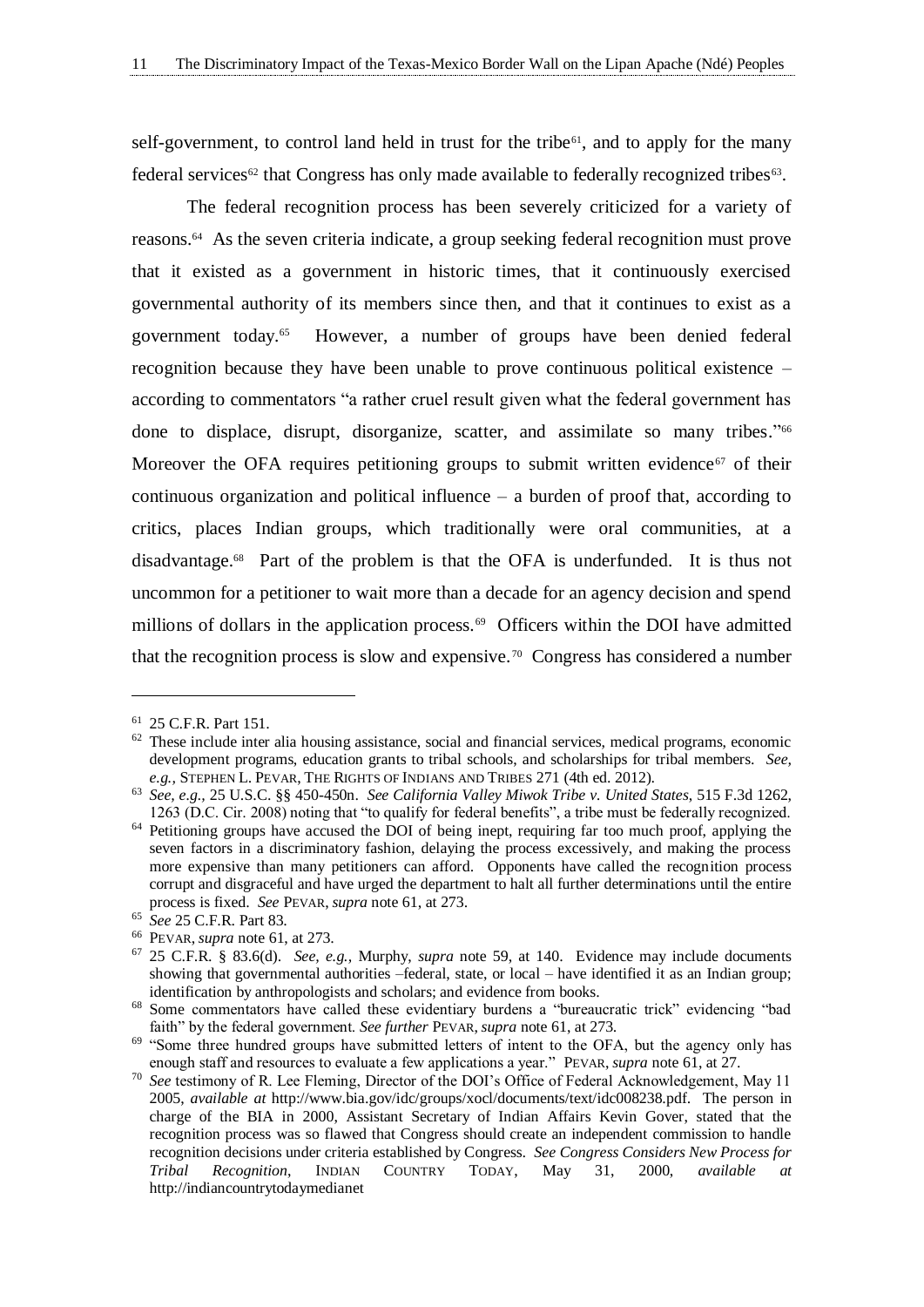self-government, to control land held in trust for the tribe[61], and to apply for the many federal services[62] that Congress has only made available to federally recognized tribes[63].

The federal recognition process has been severely criticized for a variety of reasons.[64] As the seven criteria indicate, a group seeking federal recognition must prove that it existed as a government in historic times, that it continuously exercised governmental authority of its members since then, and that it continues to exist as a government today.[65] However, a number of groups have been denied federal recognition because they have been unable to prove continuous political existence – according to commentators "a rather cruel result given what the federal government has done to displace, disrupt, disorganize, scatter, and assimilate so many tribes."[66] Moreover the OFA requires petitioning groups to submit written evidence[67] of their continuous organization and political influence – a burden of proof that, according to critics, places Indian groups, which traditionally were oral communities, at a disadvantage.[68] Part of the problem is that the OFA is underfunded. It is thus not uncommon for a petitioner to wait more than a decade for an agency decision and spend millions of dollars in the application process.[69] Officers within the DOI have admitted that the recognition process is slow and expensive.[70] Congress has considered a number

---

[61] 25 C.F.R. Part 151.

[62] These include inter alia housing assistance, social and financial services, medical programs, economic development programs, education grants to tribal schools, and scholarships for tribal members. *See, e.g.,* STEPHEN L. PEVAR, THE RIGHTS OF INDIANS AND TRIBES 271 (4th ed. 2012).

[63] *See, e.g.,* 25 U.S.C. §§ 450-450n. *See California Valley Miwok Tribe v. United States*, 515 F.3d 1262, 1263 (D.C. Cir. 2008) noting that "to qualify for federal benefits", a tribe must be federally recognized.

[64] Petitioning groups have accused the DOI of being inept, requiring far too much proof, applying the seven factors in a discriminatory fashion, delaying the process excessively, and making the process more expensive than many petitioners can afford. Opponents have called the recognition process corrupt and disgraceful and have urged the department to halt all further determinations until the entire process is fixed. *See* PEVAR, *supra* note 61, at 273.

[65] *See* 25 C.F.R. Part 83.

[66] PEVAR, *supra* note 61, at 273.

[67] 25 C.F.R. § 83.6(d). *See, e.g.,* Murphy, *supra* note 59, at 140. Evidence may include documents showing that governmental authorities –federal, state, or local – have identified it as an Indian group; identification by anthropologists and scholars; and evidence from books.

[68] Some commentators have called these evidentiary burdens a "bureaucratic trick" evidencing "bad faith" by the federal government. *See further* PEVAR, *supra* note 61, at 273.

[69] "Some three hundred groups have submitted letters of intent to the OFA, but the agency only has enough staff and resources to evaluate a few applications a year." PEVAR, *supra* note 61, at 27.

[70] *See* testimony of R. Lee Fleming, Director of the DOI's Office of Federal Acknowledgement, May 11 2005, *available at* http://www.bia.gov/idc/groups/xocl/documents/text/idc008238.pdf. The person in charge of the BIA in 2000, Assistant Secretary of Indian Affairs Kevin Gover, stated that the recognition process was so flawed that Congress should create an independent commission to handle recognition decisions under criteria established by Congress. *See Congress Considers New Process for Tribal Recognition*, INDIAN COUNTRY TODAY, May 31, 2000, *available at* http://indiancountrytodaymedianet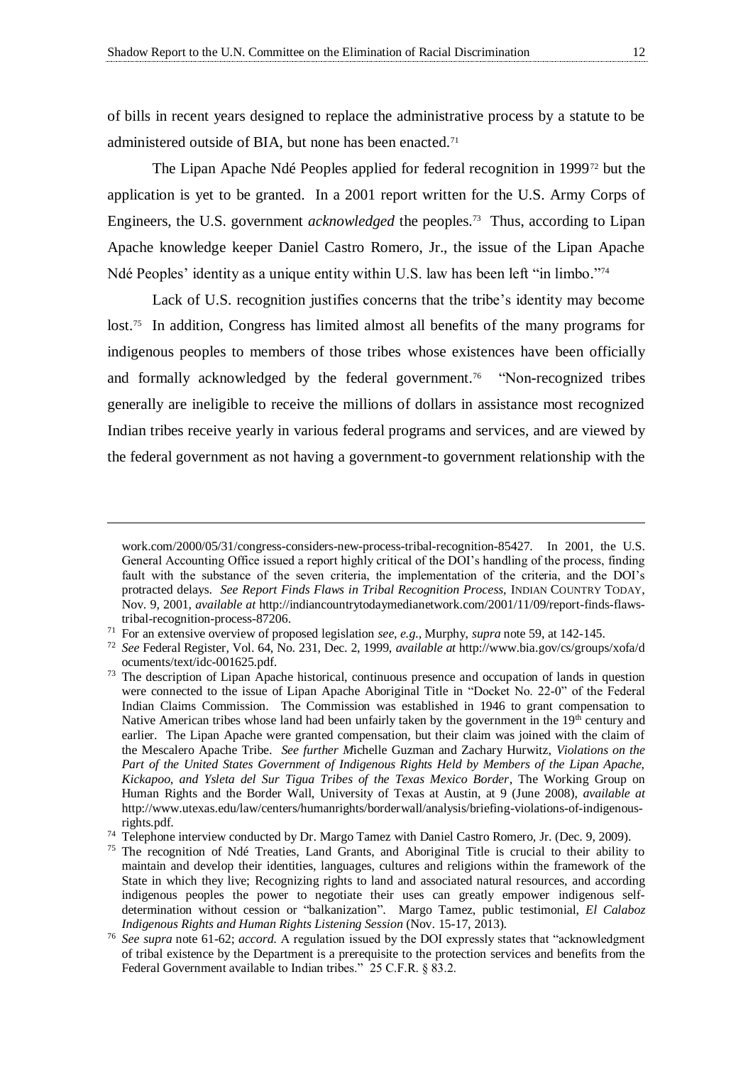of bills in recent years designed to replace the administrative process by a statute to be administered outside of BIA, but none has been enacted.[71]

The Lipan Apache Ndé Peoples applied for federal recognition in 1999[72] but the application is yet to be granted. In a 2001 report written for the U.S. Army Corps of Engineers, the U.S. government *acknowledged* the peoples.[73] Thus, according to Lipan Apache knowledge keeper Daniel Castro Romero, Jr., the issue of the Lipan Apache Ndé Peoples' identity as a unique entity within U.S. law has been left "in limbo."[74]

Lack of U.S. recognition justifies concerns that the tribe's identity may become lost.[75] In addition, Congress has limited almost all benefits of the many programs for indigenous peoples to members of those tribes whose existences have been officially and formally acknowledged by the federal government.[76] "Non-recognized tribes generally are ineligible to receive the millions of dollars in assistance most recognized Indian tribes receive yearly in various federal programs and services, and are viewed by the federal government as not having a government-to government relationship with the

---

work.com/2000/05/31/congress-considers-new-process-tribal-recognition-85427. In 2001, the U.S. General Accounting Office issued a report highly critical of the DOI's handling of the process, finding fault with the substance of the seven criteria, the implementation of the criteria, and the DOI's protracted delays. *See Report Finds Flaws in Tribal Recognition Process*, INDIAN COUNTRY TODAY, Nov. 9, 2001, *available at* http://indiancountrytodaymedianetwork.com/2001/11/09/report-finds-flaws-tribal-recognition-process-87206.

[71] For an extensive overview of proposed legislation *see, e.g.,* Murphy, *supra* note 59, at 142-145.

[72] *See* Federal Register, Vol. 64, No. 231, Dec. 2, 1999, *available at* http://www.bia.gov/cs/groups/xofa/documents/text/idc-001625.pdf.

[73] The description of Lipan Apache historical, continuous presence and occupation of lands in question were connected to the issue of Lipan Apache Aboriginal Title in "Docket No. 22-0" of the Federal Indian Claims Commission. The Commission was established in 1946 to grant compensation to Native American tribes whose land had been unfairly taken by the government in the 19th century and earlier. The Lipan Apache were granted compensation, but their claim was joined with the claim of the Mescalero Apache Tribe. *See further M*ichelle Guzman and Zachary Hurwitz, *Violations on the Part of the United States Government of Indigenous Rights Held by Members of the Lipan Apache, Kickapoo, and Ysleta del Sur Tigua Tribes of the Texas Mexico Border*, The Working Group on Human Rights and the Border Wall, University of Texas at Austin, at 9 (June 2008), *available at* http://www.utexas.edu/law/centers/humanrights/borderwall/analysis/briefing-violations-of-indigenous-rights.pdf.

[74] Telephone interview conducted by Dr. Margo Tamez with Daniel Castro Romero, Jr. (Dec. 9, 2009).

[75] The recognition of Ndé Treaties, Land Grants, and Aboriginal Title is crucial to their ability to maintain and develop their identities, languages, cultures and religions within the framework of the State in which they live; Recognizing rights to land and associated natural resources, and according indigenous peoples the power to negotiate their uses can greatly empower indigenous self-determination without cession or "balkanization". Margo Tamez, public testimonial, *El Calaboz Indigenous Rights and Human Rights Listening Session* (Nov. 15-17, 2013).

[76] *See supra* note 61-62; *accord.* A regulation issued by the DOI expressly states that "acknowledgment of tribal existence by the Department is a prerequisite to the protection services and benefits from the Federal Government available to Indian tribes." 25 C.F.R. § 83.2.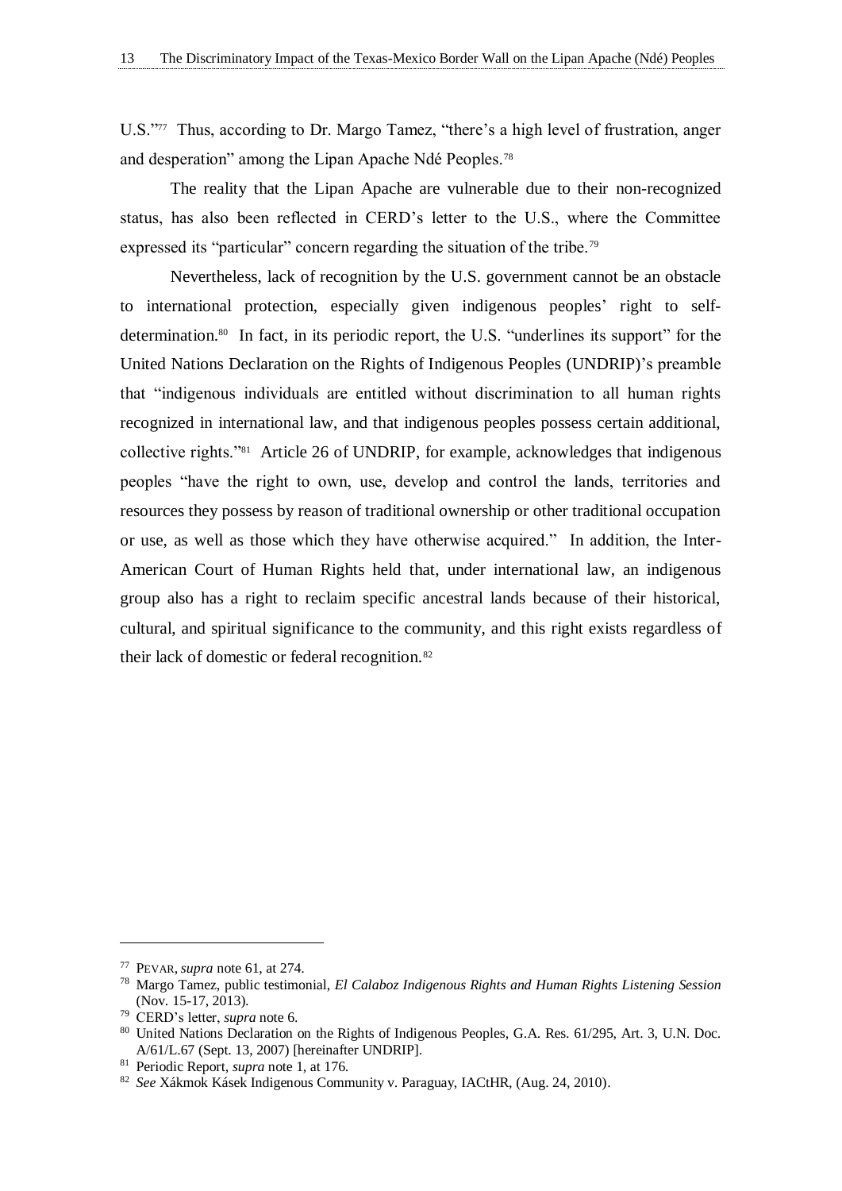U.S."[77] Thus, according to Dr. Margo Tamez, "there's a high level of frustration, anger and desperation" among the Lipan Apache Ndé Peoples.[78]

The reality that the Lipan Apache are vulnerable due to their non-recognized status, has also been reflected in CERD's letter to the U.S., where the Committee expressed its "particular" concern regarding the situation of the tribe.[79]

Nevertheless, lack of recognition by the U.S. government cannot be an obstacle to international protection, especially given indigenous peoples' right to self-determination.[80] In fact, in its periodic report, the U.S. "underlines its support" for the United Nations Declaration on the Rights of Indigenous Peoples (UNDRIP)'s preamble that "indigenous individuals are entitled without discrimination to all human rights recognized in international law, and that indigenous peoples possess certain additional, collective rights."[81] Article 26 of UNDRIP, for example, acknowledges that indigenous peoples "have the right to own, use, develop and control the lands, territories and resources they possess by reason of traditional ownership or other traditional occupation or use, as well as those which they have otherwise acquired." In addition, the Inter-American Court of Human Rights held that, under international law, an indigenous group also has a right to reclaim specific ancestral lands because of their historical, cultural, and spiritual significance to the community, and this right exists regardless of their lack of domestic or federal recognition.[82]

---

[77] PEVAR, *supra* note 61, at 274.

[78] Margo Tamez, public testimonial, *El Calaboz Indigenous Rights and Human Rights Listening Session* (Nov. 15-17, 2013).

[79] CERD's letter, *supra* note 6.

[80] United Nations Declaration on the Rights of Indigenous Peoples, G.A. Res. 61/295, Art. 3, U.N. Doc. A/61/L.67 (Sept. 13, 2007) [hereinafter UNDRIP].

[81] Periodic Report, *supra* note 1, at 176.

[82] *See* Xákmok Kásek Indigenous Community v. Paraguay, IACtHR, (Aug. 24, 2010).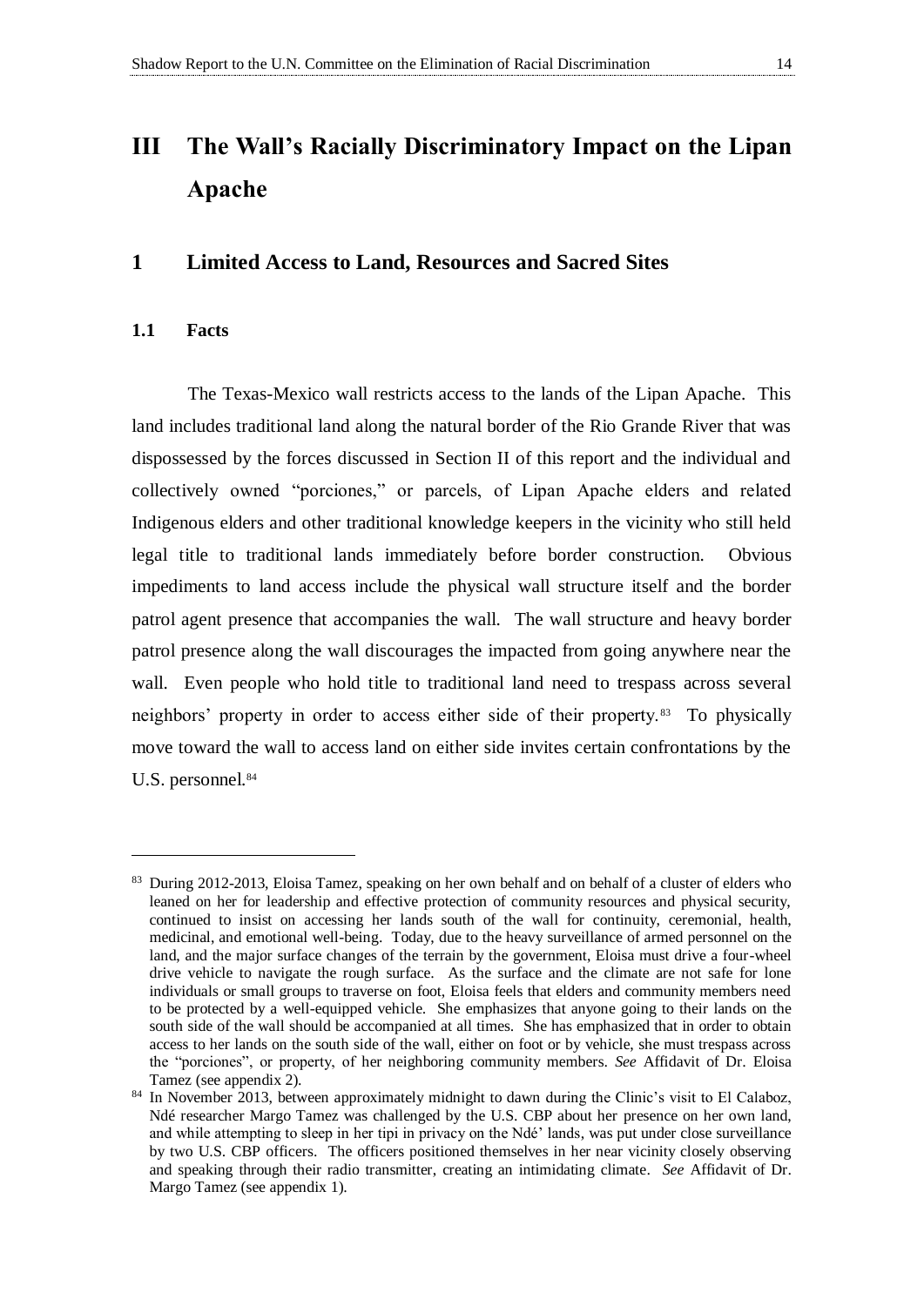# III The Wall's Racially Discriminatory Impact on the Lipan Apache

## 1 Limited Access to Land, Resources and Sacred Sites

### 1.1 Facts

The Texas-Mexico wall restricts access to the lands of the Lipan Apache. This land includes traditional land along the natural border of the Rio Grande River that was dispossessed by the forces discussed in Section II of this report and the individual and collectively owned "porciones," or parcels, of Lipan Apache elders and related Indigenous elders and other traditional knowledge keepers in the vicinity who still held legal title to traditional lands immediately before border construction. Obvious impediments to land access include the physical wall structure itself and the border patrol agent presence that accompanies the wall. The wall structure and heavy border patrol presence along the wall discourages the impacted from going anywhere near the wall. Even people who hold title to traditional land need to trespass across several neighbors' property in order to access either side of their property.[83] To physically move toward the wall to access land on either side invites certain confrontations by the U.S. personnel.[84]

---

[83] During 2012-2013, Eloisa Tamez, speaking on her own behalf and on behalf of a cluster of elders who leaned on her for leadership and effective protection of community resources and physical security, continued to insist on accessing her lands south of the wall for continuity, ceremonial, health, medicinal, and emotional well-being. Today, due to the heavy surveillance of armed personnel on the land, and the major surface changes of the terrain by the government, Eloisa must drive a four-wheel drive vehicle to navigate the rough surface. As the surface and the climate are not safe for lone individuals or small groups to traverse on foot, Eloisa feels that elders and community members need to be protected by a well-equipped vehicle. She emphasizes that anyone going to their lands on the south side of the wall should be accompanied at all times. She has emphasized that in order to obtain access to her lands on the south side of the wall, either on foot or by vehicle, she must trespass across the "porciones", or property, of her neighboring community members. *See* Affidavit of Dr. Eloisa Tamez (see appendix 2).

[84] In November 2013, between approximately midnight to dawn during the Clinic's visit to El Calaboz, Ndé researcher Margo Tamez was challenged by the U.S. CBP about her presence on her own land, and while attempting to sleep in her tipi in privacy on the Ndé' lands, was put under close surveillance by two U.S. CBP officers. The officers positioned themselves in her near vicinity closely observing and speaking through their radio transmitter, creating an intimidating climate. *See* Affidavit of Dr. Margo Tamez (see appendix 1).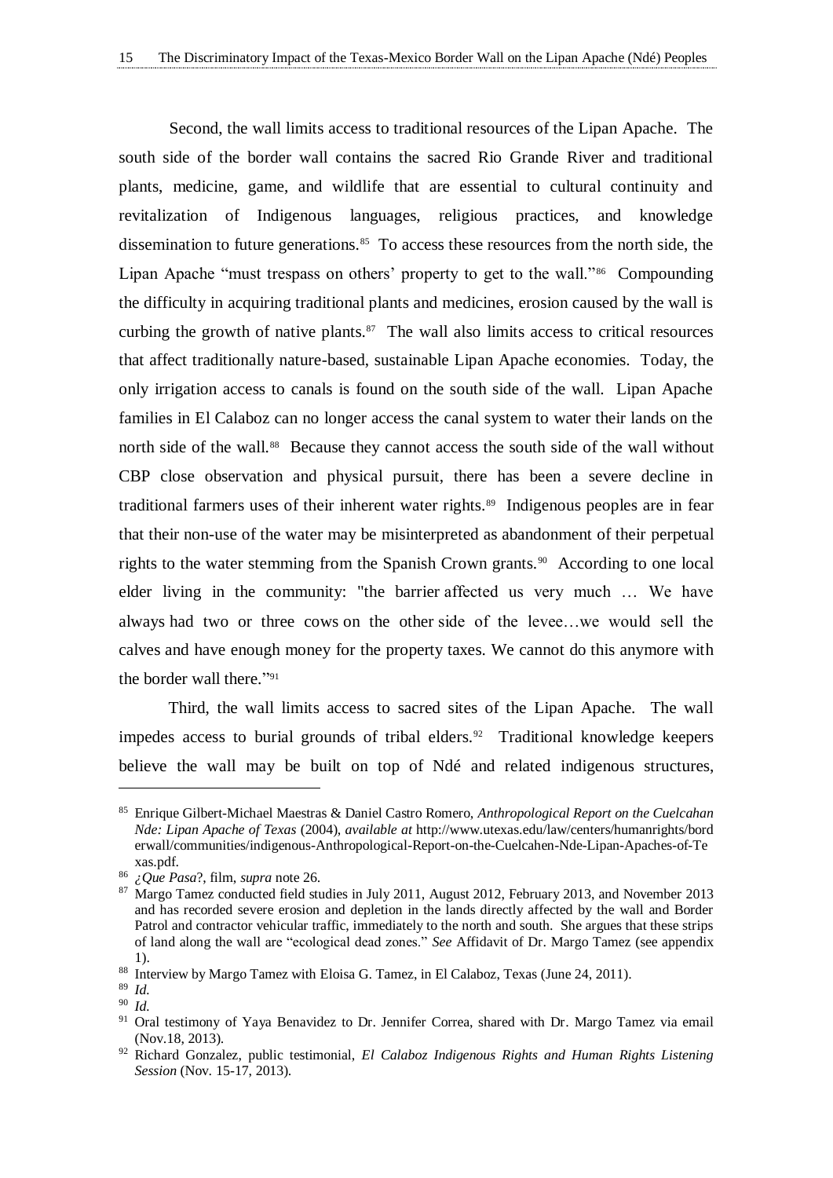Second, the wall limits access to traditional resources of the Lipan Apache. The south side of the border wall contains the sacred Rio Grande River and traditional plants, medicine, game, and wildlife that are essential to cultural continuity and revitalization of Indigenous languages, religious practices, and knowledge dissemination to future generations.[85] To access these resources from the north side, the Lipan Apache "must trespass on others' property to get to the wall."[86] Compounding the difficulty in acquiring traditional plants and medicines, erosion caused by the wall is curbing the growth of native plants.[87] The wall also limits access to critical resources that affect traditionally nature-based, sustainable Lipan Apache economies. Today, the only irrigation access to canals is found on the south side of the wall. Lipan Apache families in El Calaboz can no longer access the canal system to water their lands on the north side of the wall.[88] Because they cannot access the south side of the wall without CBP close observation and physical pursuit, there has been a severe decline in traditional farmers uses of their inherent water rights.[89] Indigenous peoples are in fear that their non-use of the water may be misinterpreted as abandonment of their perpetual rights to the water stemming from the Spanish Crown grants.[90] According to one local elder living in the community: "the barrier affected us very much … We have always had two or three cows on the other side of the levee…we would sell the calves and have enough money for the property taxes. We cannot do this anymore with the border wall there."[91]

Third, the wall limits access to sacred sites of the Lipan Apache. The wall impedes access to burial grounds of tribal elders.[92] Traditional knowledge keepers believe the wall may be built on top of Ndé and related indigenous structures,

---

[85] Enrique Gilbert-Michael Maestras & Daniel Castro Romero, *Anthropological Report on the Cuelcahan Nde: Lipan Apache of Texas* (2004), *available at* http://www.utexas.edu/law/centers/humanrights/borderwall/communities/indigenous-Anthropological-Report-on-the-Cuelcahen-Nde-Lipan-Apaches-of-Texas.pdf.

[86] *¿Que Pasa*?, film, *supra* note 26.

[87] Margo Tamez conducted field studies in July 2011, August 2012, February 2013, and November 2013 and has recorded severe erosion and depletion in the lands directly affected by the wall and Border Patrol and contractor vehicular traffic, immediately to the north and south. She argues that these strips of land along the wall are "ecological dead zones." *See* Affidavit of Dr. Margo Tamez (see appendix 1).

[88] Interview by Margo Tamez with Eloisa G. Tamez, in El Calaboz, Texas (June 24, 2011).

[89] *Id.*

[90] *Id.*

[91] Oral testimony of Yaya Benavidez to Dr. Jennifer Correa, shared with Dr. Margo Tamez via email (Nov.18, 2013).

[92] Richard Gonzalez, public testimonial, *El Calaboz Indigenous Rights and Human Rights Listening Session* (Nov. 15-17, 2013).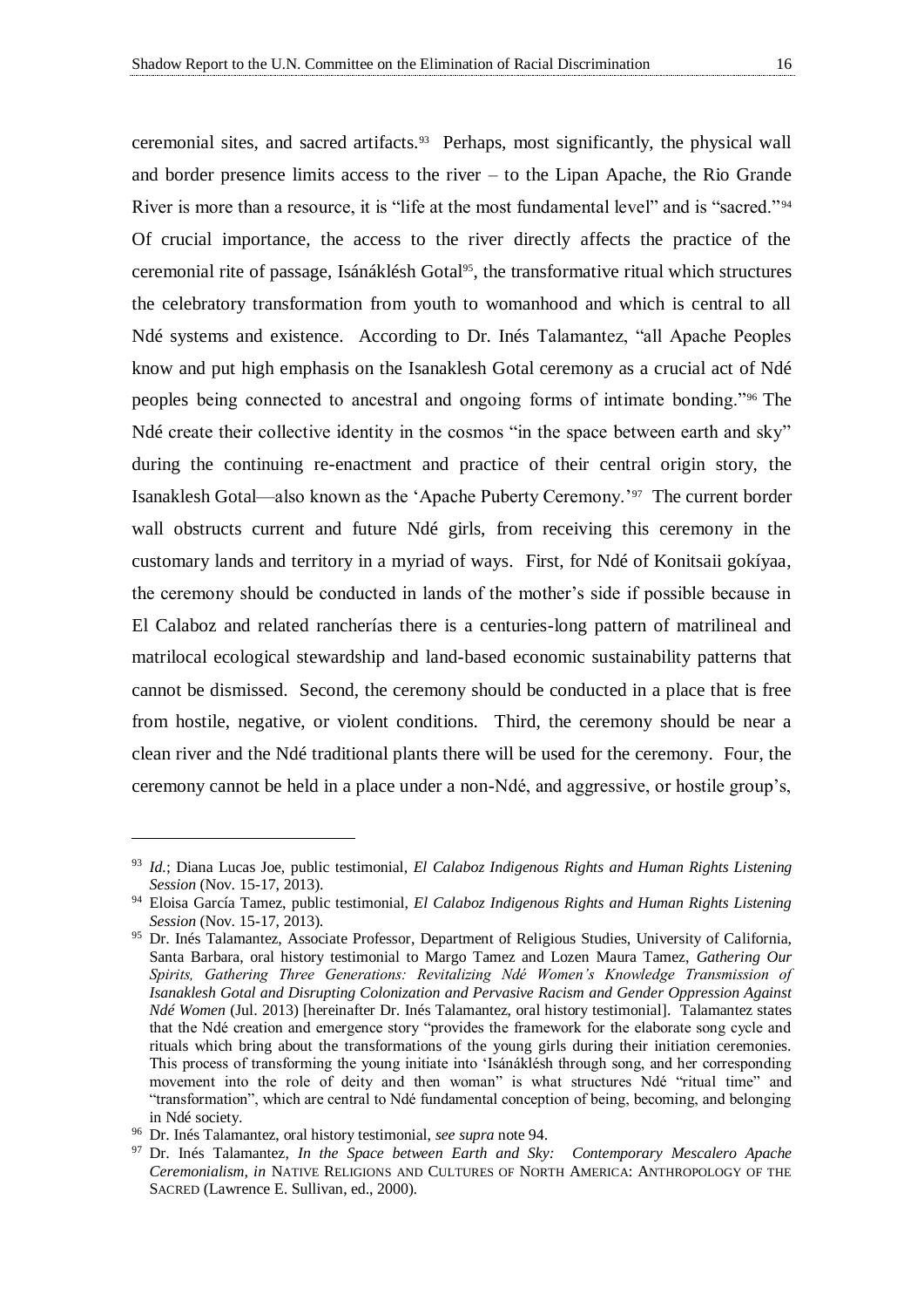ceremonial sites, and sacred artifacts.[93] Perhaps, most significantly, the physical wall and border presence limits access to the river – to the Lipan Apache, the Rio Grande River is more than a resource, it is "life at the most fundamental level" and is "sacred."[94] Of crucial importance, the access to the river directly affects the practice of the ceremonial rite of passage, Isánáklésh Gotal[95], the transformative ritual which structures the celebratory transformation from youth to womanhood and which is central to all Ndé systems and existence. According to Dr. Inés Talamantez, "all Apache Peoples know and put high emphasis on the Isanaklesh Gotal ceremony as a crucial act of Ndé peoples being connected to ancestral and ongoing forms of intimate bonding."[96] The Ndé create their collective identity in the cosmos "in the space between earth and sky" during the continuing re-enactment and practice of their central origin story, the Isanaklesh Gotal—also known as the 'Apache Puberty Ceremony.'[97] The current border wall obstructs current and future Ndé girls, from receiving this ceremony in the customary lands and territory in a myriad of ways. First, for Ndé of Konitsaii gokíyaa, the ceremony should be conducted in lands of the mother's side if possible because in El Calaboz and related rancherías there is a centuries-long pattern of matrilineal and matrilocal ecological stewardship and land-based economic sustainability patterns that cannot be dismissed. Second, the ceremony should be conducted in a place that is free from hostile, negative, or violent conditions. Third, the ceremony should be near a clean river and the Ndé traditional plants there will be used for the ceremony. Four, the ceremony cannot be held in a place under a non-Ndé, and aggressive, or hostile group's,

---

[93] *Id.*; Diana Lucas Joe, public testimonial, *El Calaboz Indigenous Rights and Human Rights Listening Session* (Nov. 15-17, 2013).

[94] Eloisa García Tamez, public testimonial, *El Calaboz Indigenous Rights and Human Rights Listening Session* (Nov. 15-17, 2013).

[95] Dr. Inés Talamantez, Associate Professor, Department of Religious Studies, University of California, Santa Barbara, oral history testimonial to Margo Tamez and Lozen Maura Tamez, *Gathering Our Spirits, Gathering Three Generations: Revitalizing Ndé Women's Knowledge Transmission of Isanaklesh Gotal and Disrupting Colonization and Pervasive Racism and Gender Oppression Against Ndé Women* (Jul. 2013) [hereinafter Dr. Inés Talamantez, oral history testimonial]. Talamantez states that the Ndé creation and emergence story "provides the framework for the elaborate song cycle and rituals which bring about the transformations of the young girls during their initiation ceremonies. This process of transforming the young initiate into 'Isánáklésh through song, and her corresponding movement into the role of deity and then woman" is what structures Ndé "ritual time" and "transformation", which are central to Ndé fundamental conception of being, becoming, and belonging in Ndé society.

[96] Dr. Inés Talamantez, oral history testimonial, *see supra* note 94.

[97] Dr. Inés Talamantez, *In the Space between Earth and Sky: Contemporary Mescalero Apache Ceremonialism, in* NATIVE RELIGIONS AND CULTURES OF NORTH AMERICA: ANTHROPOLOGY OF THE SACRED (Lawrence E. Sullivan, ed., 2000).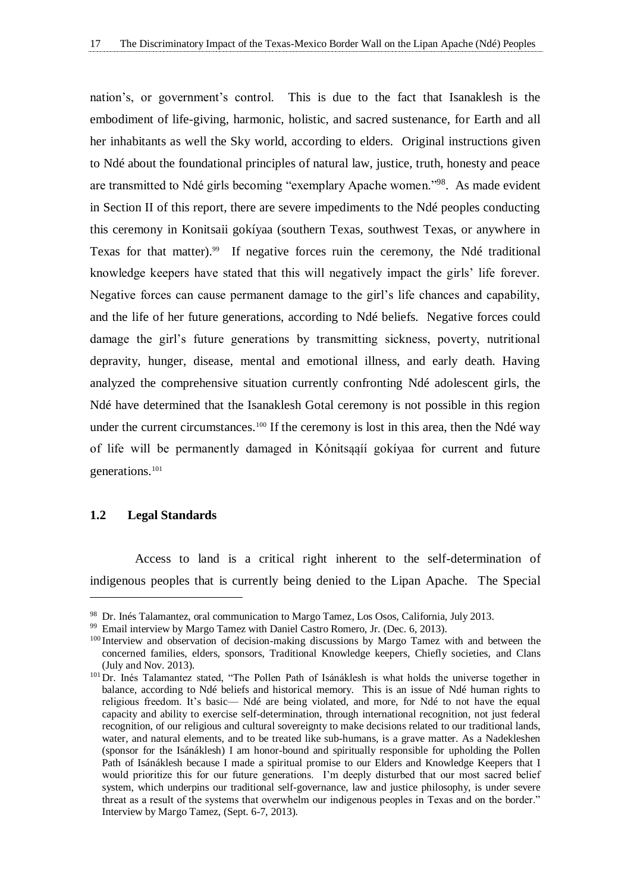nation's, or government's control. This is due to the fact that Isanaklesh is the embodiment of life-giving, harmonic, holistic, and sacred sustenance, for Earth and all her inhabitants as well the Sky world, according to elders. Original instructions given to Ndé about the foundational principles of natural law, justice, truth, honesty and peace are transmitted to Ndé girls becoming "exemplary Apache women."[98]. As made evident in Section II of this report, there are severe impediments to the Ndé peoples conducting this ceremony in Konitsaii gokíyaa (southern Texas, southwest Texas, or anywhere in Texas for that matter).[99] If negative forces ruin the ceremony, the Ndé traditional knowledge keepers have stated that this will negatively impact the girls' life forever. Negative forces can cause permanent damage to the girl's life chances and capability, and the life of her future generations, according to Ndé beliefs. Negative forces could damage the girl's future generations by transmitting sickness, poverty, nutritional depravity, hunger, disease, mental and emotional illness, and early death. Having analyzed the comprehensive situation currently confronting Ndé adolescent girls, the Ndé have determined that the Isanaklesh Gotal ceremony is not possible in this region under the current circumstances.[100] If the ceremony is lost in this area, then the Ndé way of life will be permanently damaged in Kónitsąąíí gokíyaa for current and future generations.[101]

### 1.2 Legal Standards

Access to land is a critical right inherent to the self-determination of indigenous peoples that is currently being denied to the Lipan Apache. The Special

---

[98] Dr. Inés Talamantez, oral communication to Margo Tamez, Los Osos, California, July 2013.

[99] Email interview by Margo Tamez with Daniel Castro Romero, Jr. (Dec. 6, 2013).

[100] Interview and observation of decision-making discussions by Margo Tamez with and between the concerned families, elders, sponsors, Traditional Knowledge keepers, Chiefly societies, and Clans (July and Nov. 2013).

[101] Dr. Inés Talamantez stated, "The Pollen Path of Isánáklesh is what holds the universe together in balance, according to Ndé beliefs and historical memory. This is an issue of Ndé human rights to religious freedom. It's basic— Ndé are being violated, and more, for Ndé to not have the equal capacity and ability to exercise self-determination, through international recognition, not just federal recognition, of our religious and cultural sovereignty to make decisions related to our traditional lands, water, and natural elements, and to be treated like sub-humans, is a grave matter. As a Nadekleshen (sponsor for the Isánáklesh) I am honor-bound and spiritually responsible for upholding the Pollen Path of Isánáklesh because I made a spiritual promise to our Elders and Knowledge Keepers that I would prioritize this for our future generations. I'm deeply disturbed that our most sacred belief system, which underpins our traditional self-governance, law and justice philosophy, is under severe threat as a result of the systems that overwhelm our indigenous peoples in Texas and on the border." Interview by Margo Tamez, (Sept. 6-7, 2013).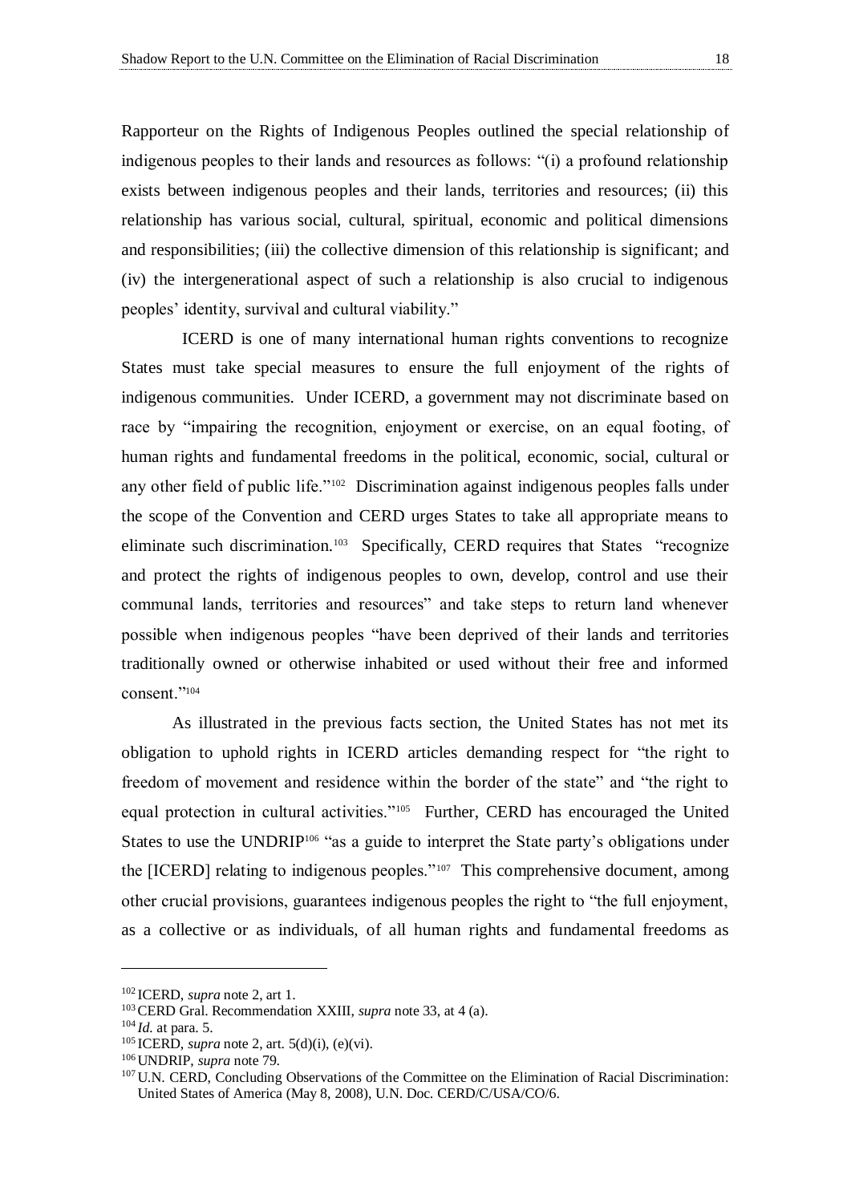Rapporteur on the Rights of Indigenous Peoples outlined the special relationship of indigenous peoples to their lands and resources as follows: "(i) a profound relationship exists between indigenous peoples and their lands, territories and resources; (ii) this relationship has various social, cultural, spiritual, economic and political dimensions and responsibilities; (iii) the collective dimension of this relationship is significant; and (iv) the intergenerational aspect of such a relationship is also crucial to indigenous peoples' identity, survival and cultural viability."

ICERD is one of many international human rights conventions to recognize States must take special measures to ensure the full enjoyment of the rights of indigenous communities. Under ICERD, a government may not discriminate based on race by "impairing the recognition, enjoyment or exercise, on an equal footing, of human rights and fundamental freedoms in the political, economic, social, cultural or any other field of public life."[102] Discrimination against indigenous peoples falls under the scope of the Convention and CERD urges States to take all appropriate means to eliminate such discrimination.[103] Specifically, CERD requires that States "recognize and protect the rights of indigenous peoples to own, develop, control and use their communal lands, territories and resources" and take steps to return land whenever possible when indigenous peoples "have been deprived of their lands and territories traditionally owned or otherwise inhabited or used without their free and informed consent."[104]

As illustrated in the previous facts section, the United States has not met its obligation to uphold rights in ICERD articles demanding respect for "the right to freedom of movement and residence within the border of the state" and "the right to equal protection in cultural activities."[105] Further, CERD has encouraged the United States to use the UNDRIP[106] "as a guide to interpret the State party's obligations under the [ICERD] relating to indigenous peoples."[107] This comprehensive document, among other crucial provisions, guarantees indigenous peoples the right to "the full enjoyment, as a collective or as individuals, of all human rights and fundamental freedoms as

---

[102] ICERD, *supra* note 2, art 1.

[103] CERD Gral. Recommendation XXIII, *supra* note 33, at 4 (a).

[104] *Id.* at para. 5.

[105] ICERD, *supra* note 2, art. 5(d)(i), (e)(vi).

[106] UNDRIP, *supra* note 79.

[107] U.N. CERD, Concluding Observations of the Committee on the Elimination of Racial Discrimination: United States of America (May 8, 2008), U.N. Doc. CERD/C/USA/CO/6.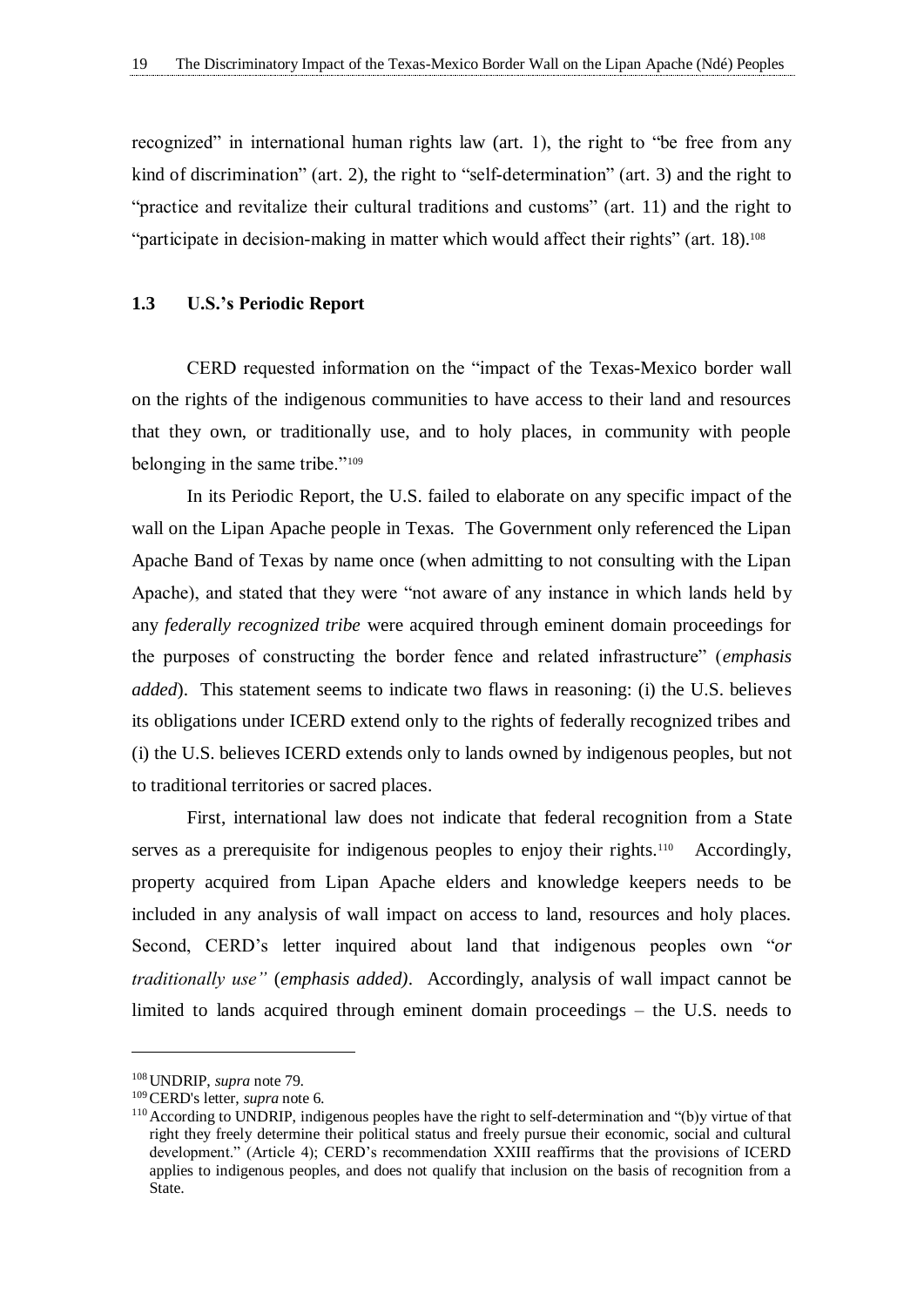recognized" in international human rights law (art. 1), the right to "be free from any kind of discrimination" (art. 2), the right to "self-determination" (art. 3) and the right to "practice and revitalize their cultural traditions and customs" (art. 11) and the right to "participate in decision-making in matter which would affect their rights" (art. 18).[108]

### 1.3 U.S.'s Periodic Report

CERD requested information on the "impact of the Texas-Mexico border wall on the rights of the indigenous communities to have access to their land and resources that they own, or traditionally use, and to holy places, in community with people belonging in the same tribe."[109]

In its Periodic Report, the U.S. failed to elaborate on any specific impact of the wall on the Lipan Apache people in Texas. The Government only referenced the Lipan Apache Band of Texas by name once (when admitting to not consulting with the Lipan Apache), and stated that they were "not aware of any instance in which lands held by any *federally recognized tribe* were acquired through eminent domain proceedings for the purposes of constructing the border fence and related infrastructure" (*emphasis added*). This statement seems to indicate two flaws in reasoning: (i) the U.S. believes its obligations under ICERD extend only to the rights of federally recognized tribes and (i) the U.S. believes ICERD extends only to lands owned by indigenous peoples, but not to traditional territories or sacred places.

First, international law does not indicate that federal recognition from a State serves as a prerequisite for indigenous peoples to enjoy their rights.[110] Accordingly, property acquired from Lipan Apache elders and knowledge keepers needs to be included in any analysis of wall impact on access to land, resources and holy places. Second, CERD's letter inquired about land that indigenous peoples own "*or traditionally use"* (*emphasis added)*. Accordingly, analysis of wall impact cannot be limited to lands acquired through eminent domain proceedings – the U.S. needs to

---

[108] UNDRIP, *supra* note 79.

[109] CERD's letter, *supra* note 6.

[110] According to UNDRIP, indigenous peoples have the right to self-determination and "(b)y virtue of that right they freely determine their political status and freely pursue their economic, social and cultural development." (Article 4); CERD's recommendation XXIII reaffirms that the provisions of ICERD applies to indigenous peoples, and does not qualify that inclusion on the basis of recognition from a State.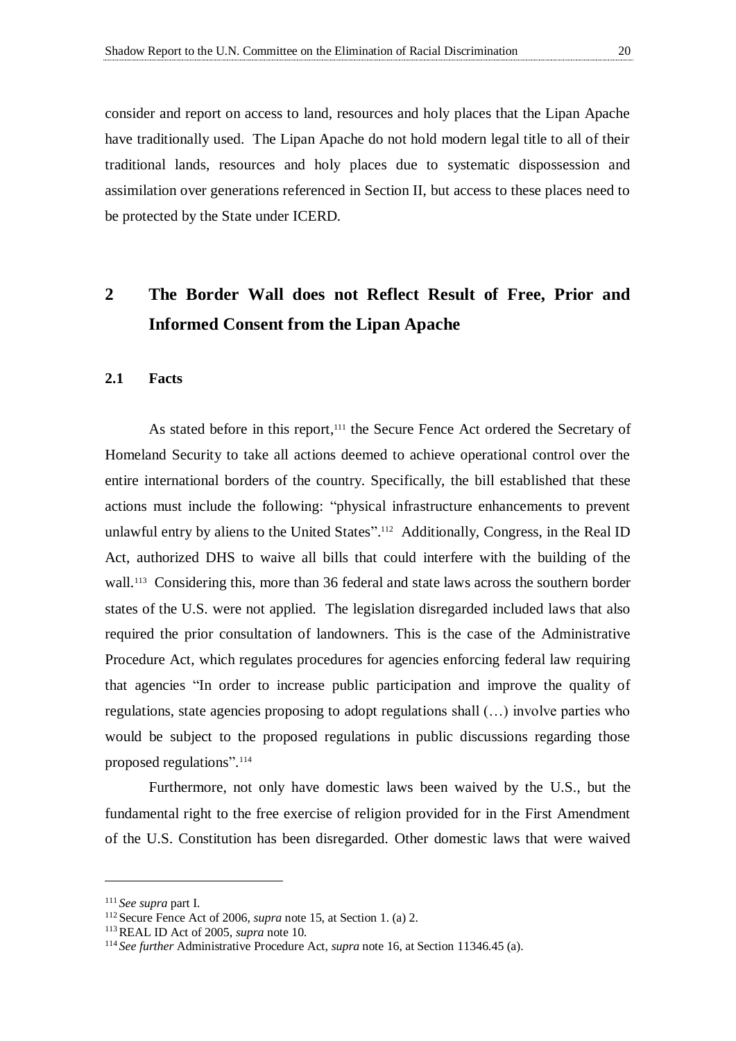consider and report on access to land, resources and holy places that the Lipan Apache have traditionally used. The Lipan Apache do not hold modern legal title to all of their traditional lands, resources and holy places due to systematic dispossession and assimilation over generations referenced in Section II, but access to these places need to be protected by the State under ICERD.

## 2 The Border Wall does not Reflect Result of Free, Prior and Informed Consent from the Lipan Apache

### 2.1 Facts

As stated before in this report,[111] the Secure Fence Act ordered the Secretary of Homeland Security to take all actions deemed to achieve operational control over the entire international borders of the country. Specifically, the bill established that these actions must include the following: "physical infrastructure enhancements to prevent unlawful entry by aliens to the United States".[112] Additionally, Congress, in the Real ID Act, authorized DHS to waive all bills that could interfere with the building of the wall.[113] Considering this, more than 36 federal and state laws across the southern border states of the U.S. were not applied. The legislation disregarded included laws that also required the prior consultation of landowners. This is the case of the Administrative Procedure Act, which regulates procedures for agencies enforcing federal law requiring that agencies "In order to increase public participation and improve the quality of regulations, state agencies proposing to adopt regulations shall (…) involve parties who would be subject to the proposed regulations in public discussions regarding those proposed regulations".[114]

Furthermore, not only have domestic laws been waived by the U.S., but the fundamental right to the free exercise of religion provided for in the First Amendment of the U.S. Constitution has been disregarded. Other domestic laws that were waived

---

[111] *See supra* part I.

[112] Secure Fence Act of 2006, *supra* note 15, at Section 1. (a) 2.

[113] REAL ID Act of 2005, *supra* note 10.

[114] *See further* Administrative Procedure Act, *supra* note 16, at Section 11346.45 (a).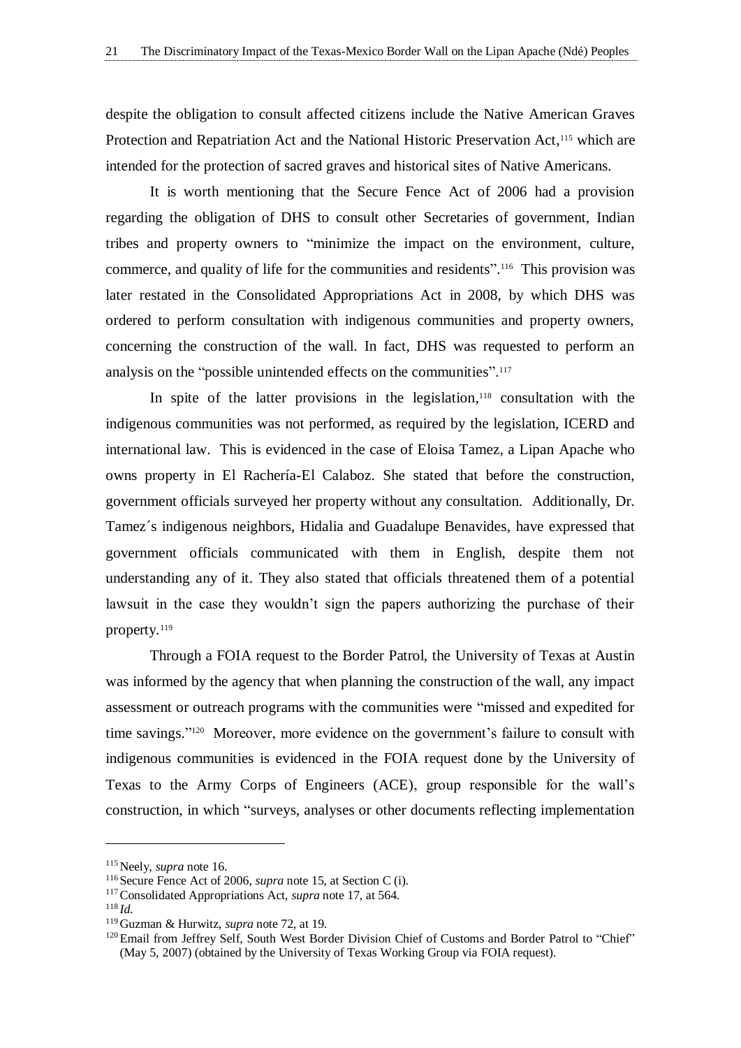despite the obligation to consult affected citizens include the Native American Graves Protection and Repatriation Act and the National Historic Preservation Act,[115] which are intended for the protection of sacred graves and historical sites of Native Americans.

It is worth mentioning that the Secure Fence Act of 2006 had a provision regarding the obligation of DHS to consult other Secretaries of government, Indian tribes and property owners to "minimize the impact on the environment, culture, commerce, and quality of life for the communities and residents".[116] This provision was later restated in the Consolidated Appropriations Act in 2008, by which DHS was ordered to perform consultation with indigenous communities and property owners, concerning the construction of the wall. In fact, DHS was requested to perform an analysis on the "possible unintended effects on the communities".[117]

In spite of the latter provisions in the legislation,[118] consultation with the indigenous communities was not performed, as required by the legislation, ICERD and international law. This is evidenced in the case of Eloisa Tamez, a Lipan Apache who owns property in El Rachería-El Calaboz. She stated that before the construction, government officials surveyed her property without any consultation. Additionally, Dr. Tamez´s indigenous neighbors, Hidalia and Guadalupe Benavides, have expressed that government officials communicated with them in English, despite them not understanding any of it. They also stated that officials threatened them of a potential lawsuit in the case they wouldn't sign the papers authorizing the purchase of their property.[119]

Through a FOIA request to the Border Patrol, the University of Texas at Austin was informed by the agency that when planning the construction of the wall, any impact assessment or outreach programs with the communities were "missed and expedited for time savings."[120] Moreover, more evidence on the government's failure to consult with indigenous communities is evidenced in the FOIA request done by the University of Texas to the Army Corps of Engineers (ACE), group responsible for the wall's construction, in which "surveys, analyses or other documents reflecting implementation

---

[115] Neely, *supra* note 16.

[116] Secure Fence Act of 2006, *supra* note 15, at Section C (i).

[117] Consolidated Appropriations Act, *supra* note 17, at 564.

[118] *Id.*

[119] Guzman & Hurwitz, *supra* note 72, at 19.

[120] Email from Jeffrey Self, South West Border Division Chief of Customs and Border Patrol to "Chief" (May 5, 2007) (obtained by the University of Texas Working Group via FOIA request).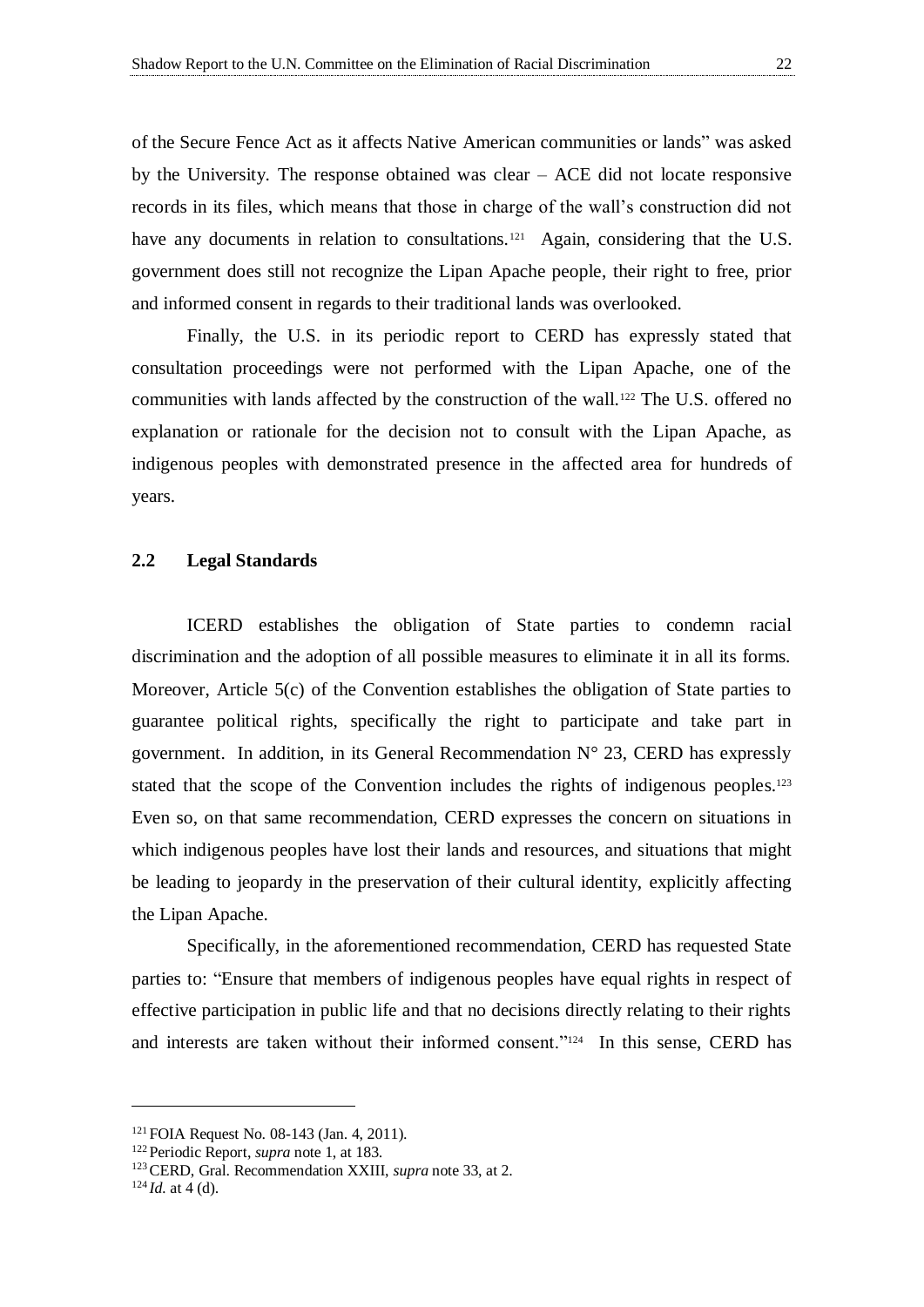of the Secure Fence Act as it affects Native American communities or lands" was asked by the University. The response obtained was clear – ACE did not locate responsive records in its files, which means that those in charge of the wall's construction did not have any documents in relation to consultations.[121] Again, considering that the U.S. government does still not recognize the Lipan Apache people, their right to free, prior and informed consent in regards to their traditional lands was overlooked.

Finally, the U.S. in its periodic report to CERD has expressly stated that consultation proceedings were not performed with the Lipan Apache, one of the communities with lands affected by the construction of the wall.[122] The U.S. offered no explanation or rationale for the decision not to consult with the Lipan Apache, as indigenous peoples with demonstrated presence in the affected area for hundreds of years.

## 2.2 Legal Standards

ICERD establishes the obligation of State parties to condemn racial discrimination and the adoption of all possible measures to eliminate it in all its forms. Moreover, Article 5(c) of the Convention establishes the obligation of State parties to guarantee political rights, specifically the right to participate and take part in government. In addition, in its General Recommendation N° 23, CERD has expressly stated that the scope of the Convention includes the rights of indigenous peoples.[123] Even so, on that same recommendation, CERD expresses the concern on situations in which indigenous peoples have lost their lands and resources, and situations that might be leading to jeopardy in the preservation of their cultural identity, explicitly affecting the Lipan Apache.

Specifically, in the aforementioned recommendation, CERD has requested State parties to: "Ensure that members of indigenous peoples have equal rights in respect of effective participation in public life and that no decisions directly relating to their rights and interests are taken without their informed consent."[124] In this sense, CERD has

---

[121] FOIA Request No. 08-143 (Jan. 4, 2011).

[122] Periodic Report, *supra* note 1, at 183.

[123] CERD, Gral. Recommendation XXIII, *supra* note 33, at 2.

[124] *Id.* at 4 (d).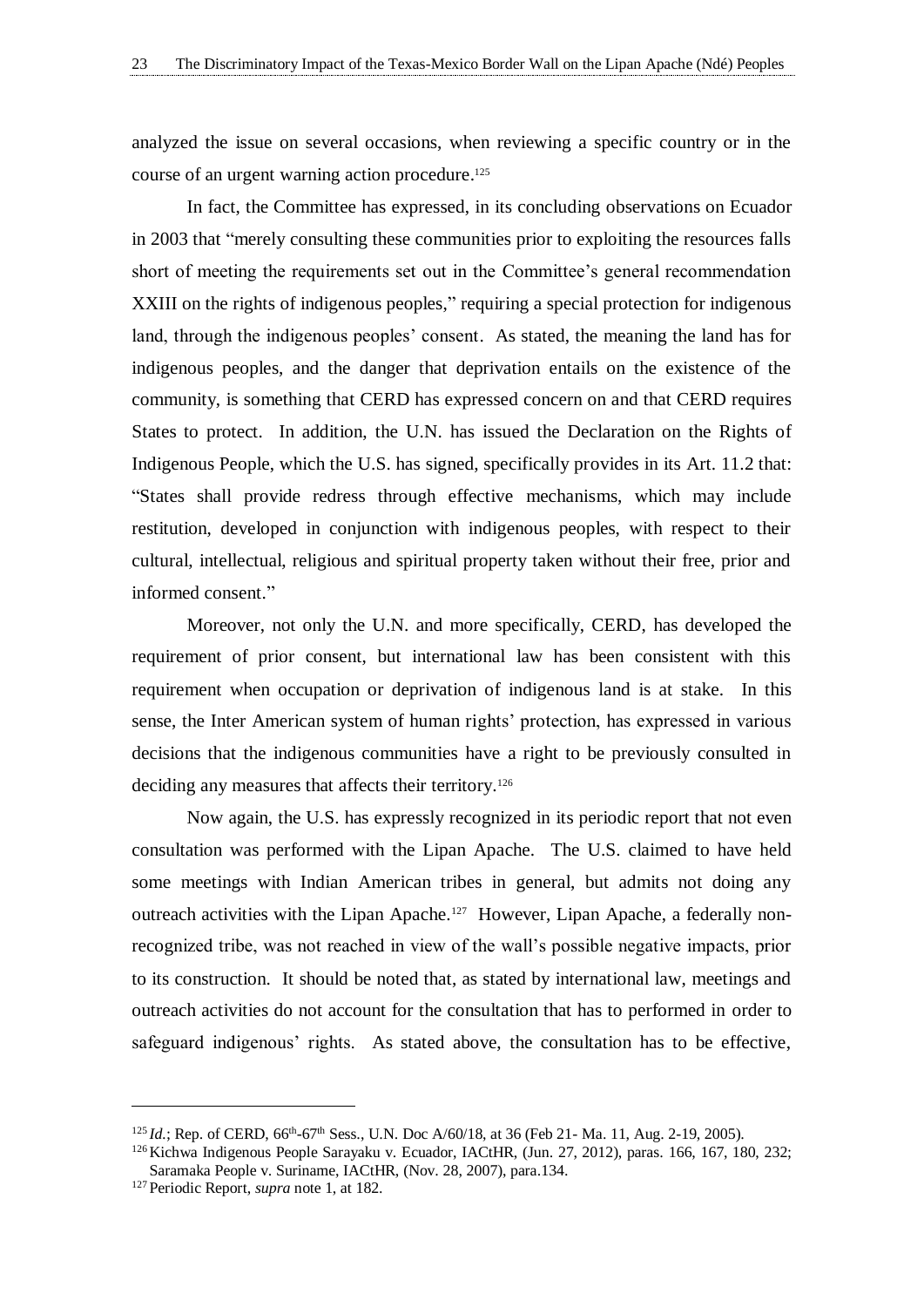analyzed the issue on several occasions, when reviewing a specific country or in the course of an urgent warning action procedure.[125]

In fact, the Committee has expressed, in its concluding observations on Ecuador in 2003 that "merely consulting these communities prior to exploiting the resources falls short of meeting the requirements set out in the Committee's general recommendation XXIII on the rights of indigenous peoples," requiring a special protection for indigenous land, through the indigenous peoples' consent. As stated, the meaning the land has for indigenous peoples, and the danger that deprivation entails on the existence of the community, is something that CERD has expressed concern on and that CERD requires States to protect. In addition, the U.N. has issued the Declaration on the Rights of Indigenous People, which the U.S. has signed, specifically provides in its Art. 11.2 that: "States shall provide redress through effective mechanisms, which may include restitution, developed in conjunction with indigenous peoples, with respect to their cultural, intellectual, religious and spiritual property taken without their free, prior and informed consent."

Moreover, not only the U.N. and more specifically, CERD, has developed the requirement of prior consent, but international law has been consistent with this requirement when occupation or deprivation of indigenous land is at stake. In this sense, the Inter American system of human rights' protection, has expressed in various decisions that the indigenous communities have a right to be previously consulted in deciding any measures that affects their territory.[126]

Now again, the U.S. has expressly recognized in its periodic report that not even consultation was performed with the Lipan Apache. The U.S. claimed to have held some meetings with Indian American tribes in general, but admits not doing any outreach activities with the Lipan Apache.[127] However, Lipan Apache, a federally non-recognized tribe, was not reached in view of the wall's possible negative impacts, prior to its construction. It should be noted that, as stated by international law, meetings and outreach activities do not account for the consultation that has to performed in order to safeguard indigenous' rights. As stated above, the consultation has to be effective,

---

[125] *Id.*; Rep. of CERD, 66th-67th Sess., U.N. Doc A/60/18, at 36 (Feb 21- Ma. 11, Aug. 2-19, 2005).

[126] Kichwa Indigenous People Sarayaku v. Ecuador, IACtHR, (Jun. 27, 2012), paras. 166, 167, 180, 232; Saramaka People v. Suriname, IACtHR, (Nov. 28, 2007), para.134.

[127] Periodic Report, *supra* note 1, at 182.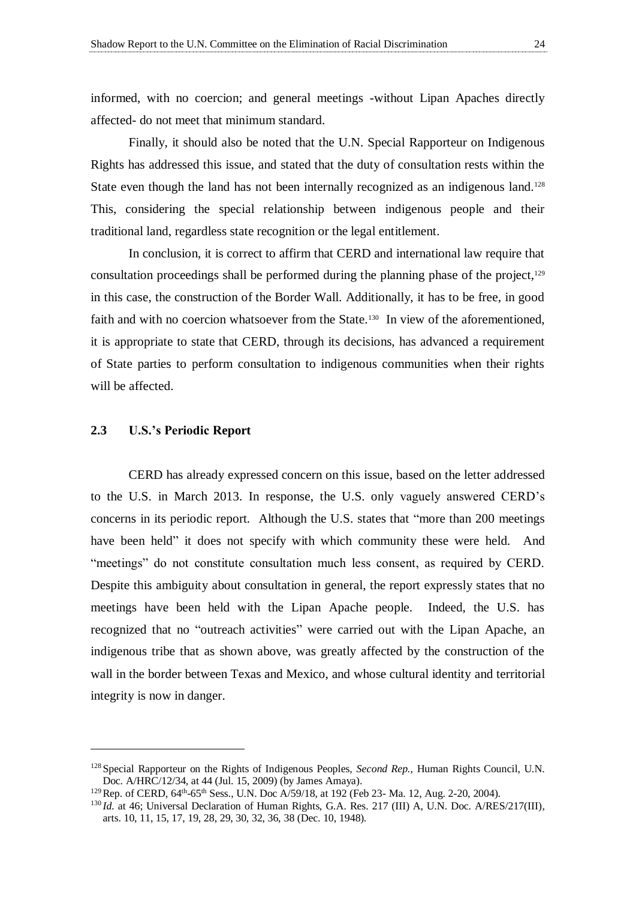informed, with no coercion; and general meetings -without Lipan Apaches directly affected- do not meet that minimum standard.

Finally, it should also be noted that the U.N. Special Rapporteur on Indigenous Rights has addressed this issue, and stated that the duty of consultation rests within the State even though the land has not been internally recognized as an indigenous land.[128] This, considering the special relationship between indigenous people and their traditional land, regardless state recognition or the legal entitlement.

In conclusion, it is correct to affirm that CERD and international law require that consultation proceedings shall be performed during the planning phase of the project,[129] in this case, the construction of the Border Wall. Additionally, it has to be free, in good faith and with no coercion whatsoever from the State.[130] In view of the aforementioned, it is appropriate to state that CERD, through its decisions, has advanced a requirement of State parties to perform consultation to indigenous communities when their rights will be affected.

### 2.3 U.S.'s Periodic Report

CERD has already expressed concern on this issue, based on the letter addressed to the U.S. in March 2013. In response, the U.S. only vaguely answered CERD's concerns in its periodic report. Although the U.S. states that "more than 200 meetings have been held" it does not specify with which community these were held. And "meetings" do not constitute consultation much less consent, as required by CERD. Despite this ambiguity about consultation in general, the report expressly states that no meetings have been held with the Lipan Apache people. Indeed, the U.S. has recognized that no "outreach activities" were carried out with the Lipan Apache, an indigenous tribe that as shown above, was greatly affected by the construction of the wall in the border between Texas and Mexico, and whose cultural identity and territorial integrity is now in danger.

---

[128] Special Rapporteur on the Rights of Indigenous Peoples, *Second Rep.*, Human Rights Council, U.N. Doc. A/HRC/12/34, at 44 (Jul. 15, 2009) (by James Amaya).

[129] Rep. of CERD, 64th-65th Sess., U.N. Doc A/59/18, at 192 (Feb 23- Ma. 12, Aug. 2-20, 2004).

[130] *Id.* at 46; Universal Declaration of Human Rights, G.A. Res. 217 (III) A, U.N. Doc. A/RES/217(III), arts. 10, 11, 15, 17, 19, 28, 29, 30, 32, 36, 38 (Dec. 10, 1948).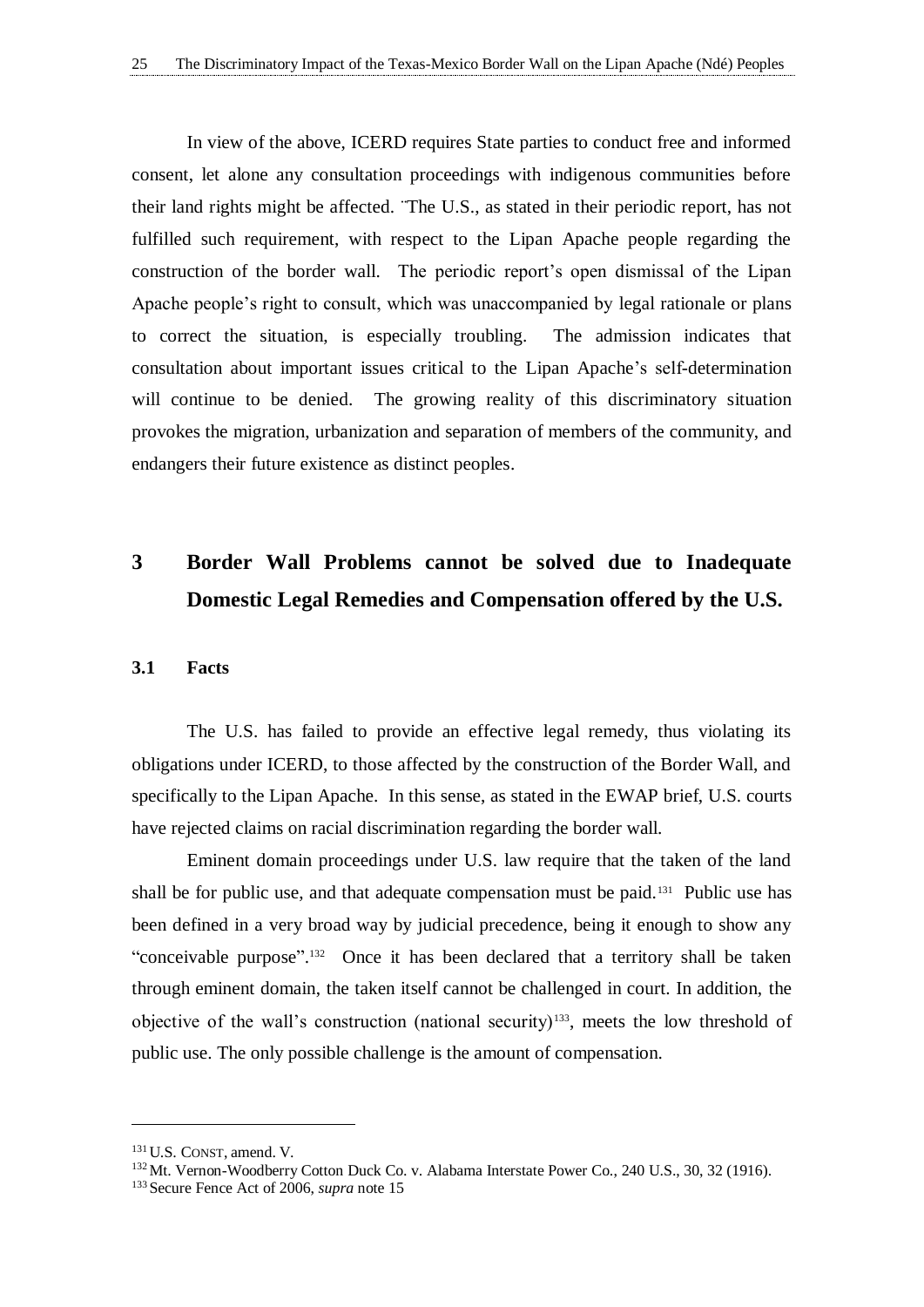In view of the above, ICERD requires State parties to conduct free and informed consent, let alone any consultation proceedings with indigenous communities before their land rights might be affected. ¨The U.S., as stated in their periodic report, has not fulfilled such requirement, with respect to the Lipan Apache people regarding the construction of the border wall. The periodic report's open dismissal of the Lipan Apache people's right to consult, which was unaccompanied by legal rationale or plans to correct the situation, is especially troubling. The admission indicates that consultation about important issues critical to the Lipan Apache's self-determination will continue to be denied. The growing reality of this discriminatory situation provokes the migration, urbanization and separation of members of the community, and endangers their future existence as distinct peoples.

## 3 Border Wall Problems cannot be solved due to Inadequate Domestic Legal Remedies and Compensation offered by the U.S.

### 3.1 Facts

The U.S. has failed to provide an effective legal remedy, thus violating its obligations under ICERD, to those affected by the construction of the Border Wall, and specifically to the Lipan Apache. In this sense, as stated in the EWAP brief, U.S. courts have rejected claims on racial discrimination regarding the border wall.

Eminent domain proceedings under U.S. law require that the taken of the land shall be for public use, and that adequate compensation must be paid.[131] Public use has been defined in a very broad way by judicial precedence, being it enough to show any "conceivable purpose".[132] Once it has been declared that a territory shall be taken through eminent domain, the taken itself cannot be challenged in court. In addition, the objective of the wall's construction (national security)[133], meets the low threshold of public use. The only possible challenge is the amount of compensation.

---

[131] U.S. CONST, amend. V.

[132] Mt. Vernon-Woodberry Cotton Duck Co. v. Alabama Interstate Power Co., 240 U.S., 30, 32 (1916).

[133] Secure Fence Act of 2006, *supra* note 15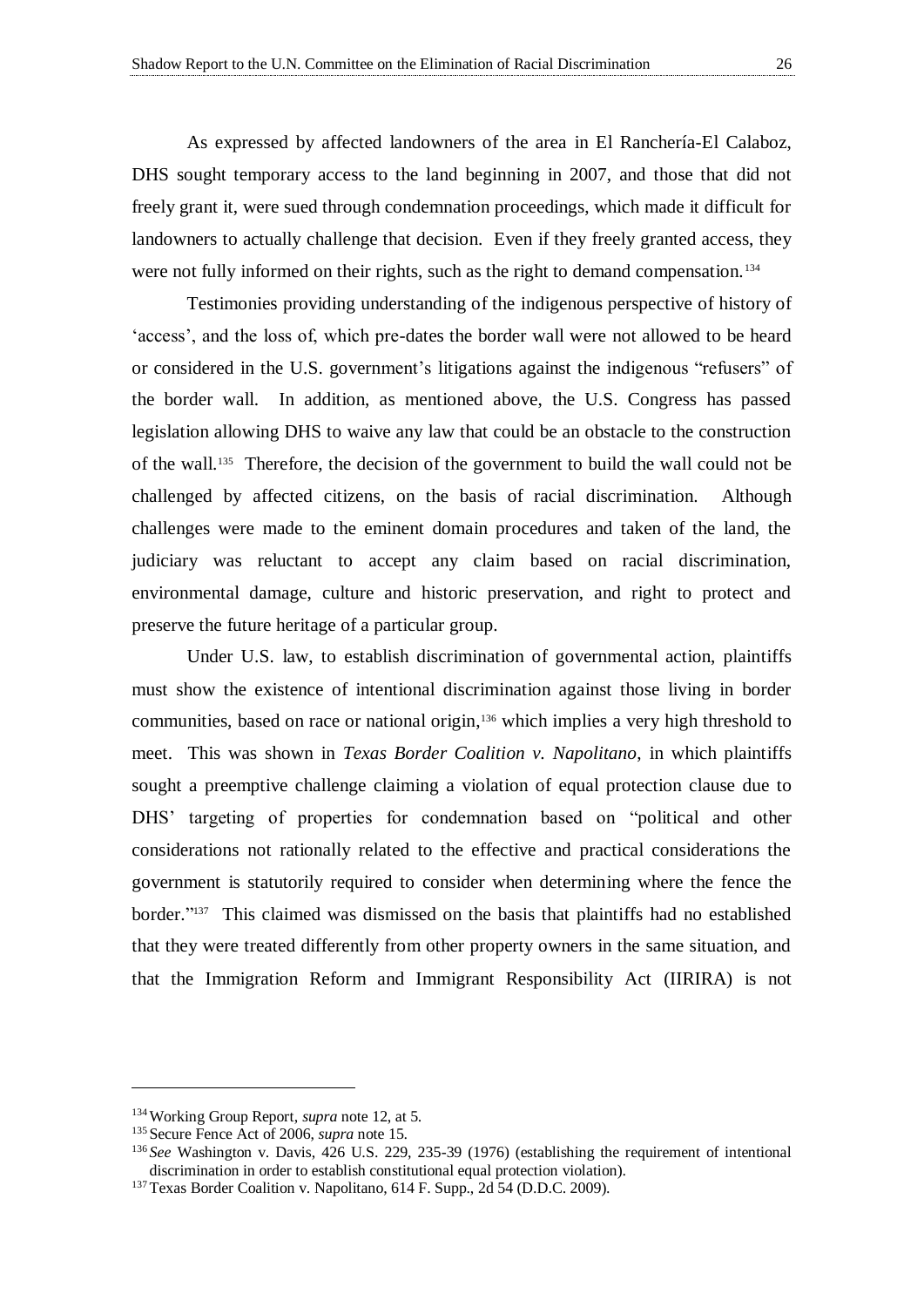As expressed by affected landowners of the area in El Ranchería-El Calaboz, DHS sought temporary access to the land beginning in 2007, and those that did not freely grant it, were sued through condemnation proceedings, which made it difficult for landowners to actually challenge that decision. Even if they freely granted access, they were not fully informed on their rights, such as the right to demand compensation.[134]

Testimonies providing understanding of the indigenous perspective of history of 'access', and the loss of, which pre-dates the border wall were not allowed to be heard or considered in the U.S. government's litigations against the indigenous "refusers" of the border wall. In addition, as mentioned above, the U.S. Congress has passed legislation allowing DHS to waive any law that could be an obstacle to the construction of the wall.[135] Therefore, the decision of the government to build the wall could not be challenged by affected citizens, on the basis of racial discrimination. Although challenges were made to the eminent domain procedures and taken of the land, the judiciary was reluctant to accept any claim based on racial discrimination, environmental damage, culture and historic preservation, and right to protect and preserve the future heritage of a particular group.

Under U.S. law, to establish discrimination of governmental action, plaintiffs must show the existence of intentional discrimination against those living in border communities, based on race or national origin,[136] which implies a very high threshold to meet. This was shown in *Texas Border Coalition v. Napolitano*, in which plaintiffs sought a preemptive challenge claiming a violation of equal protection clause due to DHS' targeting of properties for condemnation based on "political and other considerations not rationally related to the effective and practical considerations the government is statutorily required to consider when determining where the fence the border."[137] This claimed was dismissed on the basis that plaintiffs had no established that they were treated differently from other property owners in the same situation, and that the Immigration Reform and Immigrant Responsibility Act (IIRIRA) is not

---

[134] Working Group Report, *supra* note 12, at 5.

[135] Secure Fence Act of 2006, *supra* note 15.

[136] *See* Washington v. Davis, 426 U.S. 229, 235-39 (1976) (establishing the requirement of intentional discrimination in order to establish constitutional equal protection violation).

[137] Texas Border Coalition v. Napolitano, 614 F. Supp., 2d 54 (D.D.C. 2009).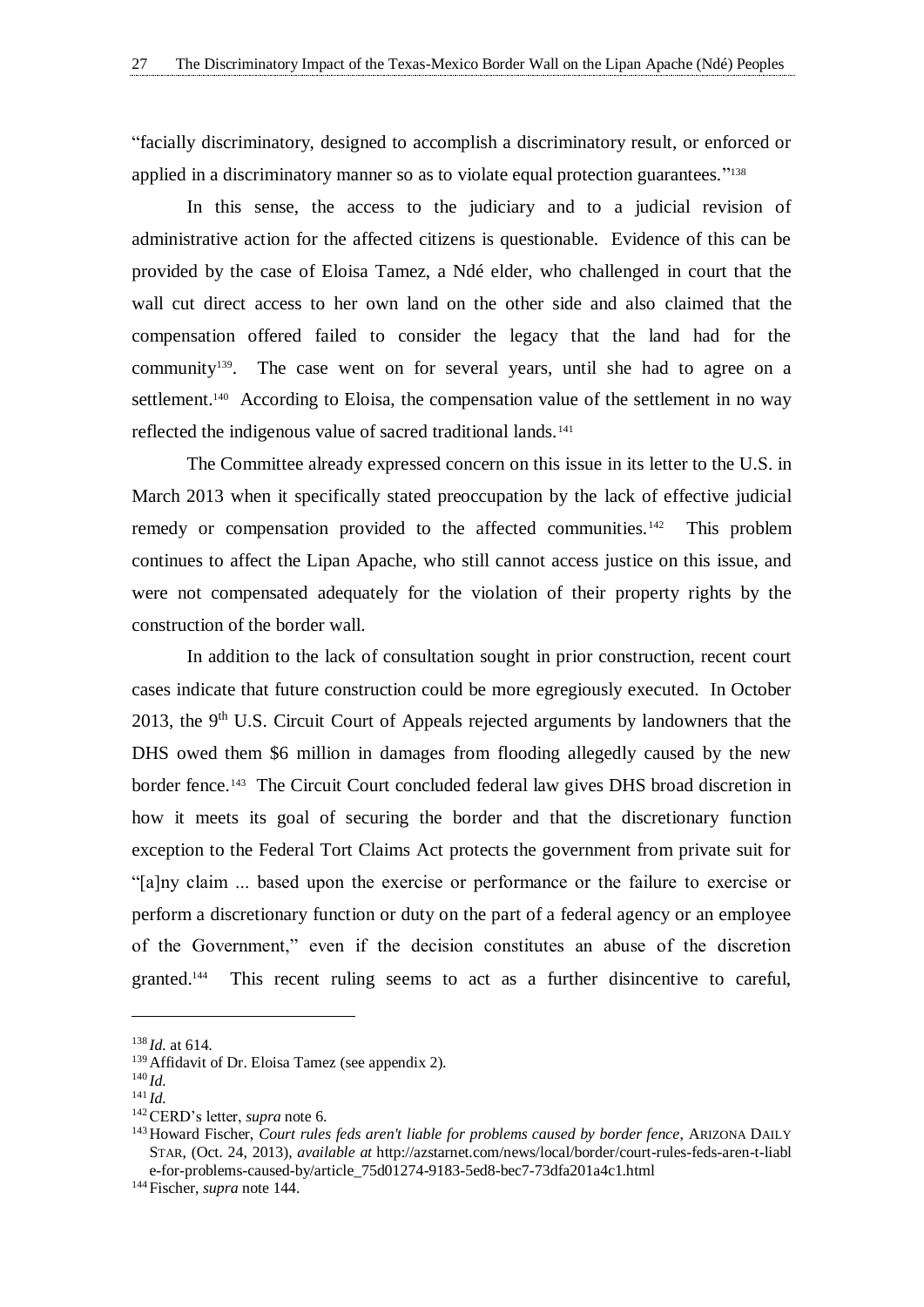"facially discriminatory, designed to accomplish a discriminatory result, or enforced or applied in a discriminatory manner so as to violate equal protection guarantees."[138]

In this sense, the access to the judiciary and to a judicial revision of administrative action for the affected citizens is questionable. Evidence of this can be provided by the case of Eloisa Tamez, a Ndé elder, who challenged in court that the wall cut direct access to her own land on the other side and also claimed that the compensation offered failed to consider the legacy that the land had for the community[139]. The case went on for several years, until she had to agree on a settlement.[140] According to Eloisa, the compensation value of the settlement in no way reflected the indigenous value of sacred traditional lands.[141]

The Committee already expressed concern on this issue in its letter to the U.S. in March 2013 when it specifically stated preoccupation by the lack of effective judicial remedy or compensation provided to the affected communities.[142] This problem continues to affect the Lipan Apache, who still cannot access justice on this issue, and were not compensated adequately for the violation of their property rights by the construction of the border wall.

In addition to the lack of consultation sought in prior construction, recent court cases indicate that future construction could be more egregiously executed. In October 2013, the 9th U.S. Circuit Court of Appeals rejected arguments by landowners that the DHS owed them $6 million in damages from flooding allegedly caused by the new border fence.[143] The Circuit Court concluded federal law gives DHS broad discretion in how it meets its goal of securing the border and that the discretionary function exception to the Federal Tort Claims Act protects the government from private suit for "[a]ny claim ... based upon the exercise or performance or the failure to exercise or perform a discretionary function or duty on the part of a federal agency or an employee of the Government," even if the decision constitutes an abuse of the discretion granted.[144] This recent ruling seems to act as a further disincentive to careful,

---

[138] *Id.* at 614.

[139] Affidavit of Dr. Eloisa Tamez (see appendix 2).

[140] *Id.*

[141] *Id.*

[142] CERD's letter, *supra* note 6.

[143] Howard Fischer, *Court rules feds aren't liable for problems caused by border fence*, ARIZONA DAILY STAR, (Oct. 24, 2013), *available at* http://azstarnet.com/news/local/border/court-rules-feds-aren-t-liable-for-problems-caused-by/article_75d01274-9183-5ed8-bec7-73dfa201a4c1.html

[144] Fischer, *supra* note 144.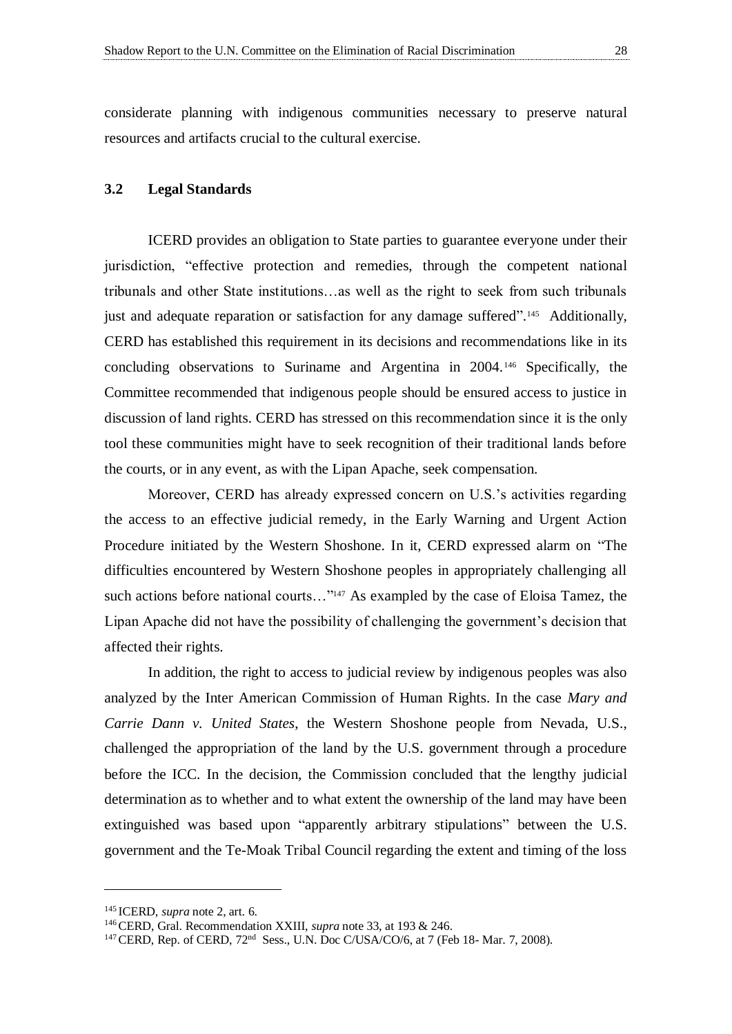considerate planning with indigenous communities necessary to preserve natural resources and artifacts crucial to the cultural exercise.

### 3.2 Legal Standards

ICERD provides an obligation to State parties to guarantee everyone under their jurisdiction, "effective protection and remedies, through the competent national tribunals and other State institutions…as well as the right to seek from such tribunals just and adequate reparation or satisfaction for any damage suffered".[145] Additionally, CERD has established this requirement in its decisions and recommendations like in its concluding observations to Suriname and Argentina in 2004.[146] Specifically, the Committee recommended that indigenous people should be ensured access to justice in discussion of land rights. CERD has stressed on this recommendation since it is the only tool these communities might have to seek recognition of their traditional lands before the courts, or in any event, as with the Lipan Apache, seek compensation.

Moreover, CERD has already expressed concern on U.S.'s activities regarding the access to an effective judicial remedy, in the Early Warning and Urgent Action Procedure initiated by the Western Shoshone. In it, CERD expressed alarm on "The difficulties encountered by Western Shoshone peoples in appropriately challenging all such actions before national courts…"[147] As exampled by the case of Eloisa Tamez, the Lipan Apache did not have the possibility of challenging the government's decision that affected their rights.

In addition, the right to access to judicial review by indigenous peoples was also analyzed by the Inter American Commission of Human Rights. In the case *Mary and Carrie Dann v. United States*, the Western Shoshone people from Nevada, U.S., challenged the appropriation of the land by the U.S. government through a procedure before the ICC. In the decision, the Commission concluded that the lengthy judicial determination as to whether and to what extent the ownership of the land may have been extinguished was based upon "apparently arbitrary stipulations" between the U.S. government and the Te-Moak Tribal Council regarding the extent and timing of the loss

---

[145] ICERD, *supra* note 2, art. 6.

[146] CERD, Gral. Recommendation XXIII, *supra* note 33, at 193 & 246.

[147] CERD, Rep. of CERD, 72nd Sess., U.N. Doc C/USA/CO/6, at 7 (Feb 18- Mar. 7, 2008).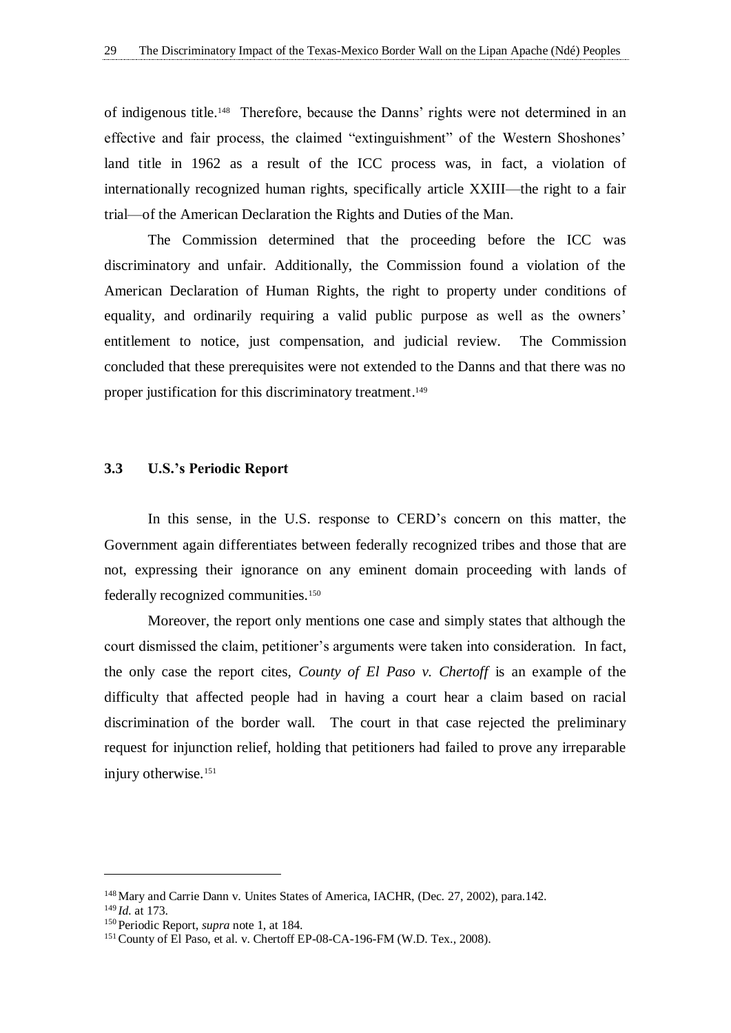of indigenous title.[148] Therefore, because the Danns' rights were not determined in an effective and fair process, the claimed "extinguishment" of the Western Shoshones' land title in 1962 as a result of the ICC process was, in fact, a violation of internationally recognized human rights, specifically article XXIII—the right to a fair trial—of the American Declaration the Rights and Duties of the Man.

The Commission determined that the proceeding before the ICC was discriminatory and unfair. Additionally, the Commission found a violation of the American Declaration of Human Rights, the right to property under conditions of equality, and ordinarily requiring a valid public purpose as well as the owners' entitlement to notice, just compensation, and judicial review. The Commission concluded that these prerequisites were not extended to the Danns and that there was no proper justification for this discriminatory treatment.[149]

### 3.3 U.S.'s Periodic Report

In this sense, in the U.S. response to CERD's concern on this matter, the Government again differentiates between federally recognized tribes and those that are not, expressing their ignorance on any eminent domain proceeding with lands of federally recognized communities.[150]

Moreover, the report only mentions one case and simply states that although the court dismissed the claim, petitioner's arguments were taken into consideration. In fact, the only case the report cites, *County of El Paso v. Chertoff* is an example of the difficulty that affected people had in having a court hear a claim based on racial discrimination of the border wall. The court in that case rejected the preliminary request for injunction relief, holding that petitioners had failed to prove any irreparable injury otherwise.[151]

---

[148] Mary and Carrie Dann v. Unites States of America, IACHR, (Dec. 27, 2002), para.142.

[149] *Id.* at 173.

[150] Periodic Report, *supra* note 1, at 184.

[151] County of El Paso, et al. v. Chertoff EP-08-CA-196-FM (W.D. Tex., 2008).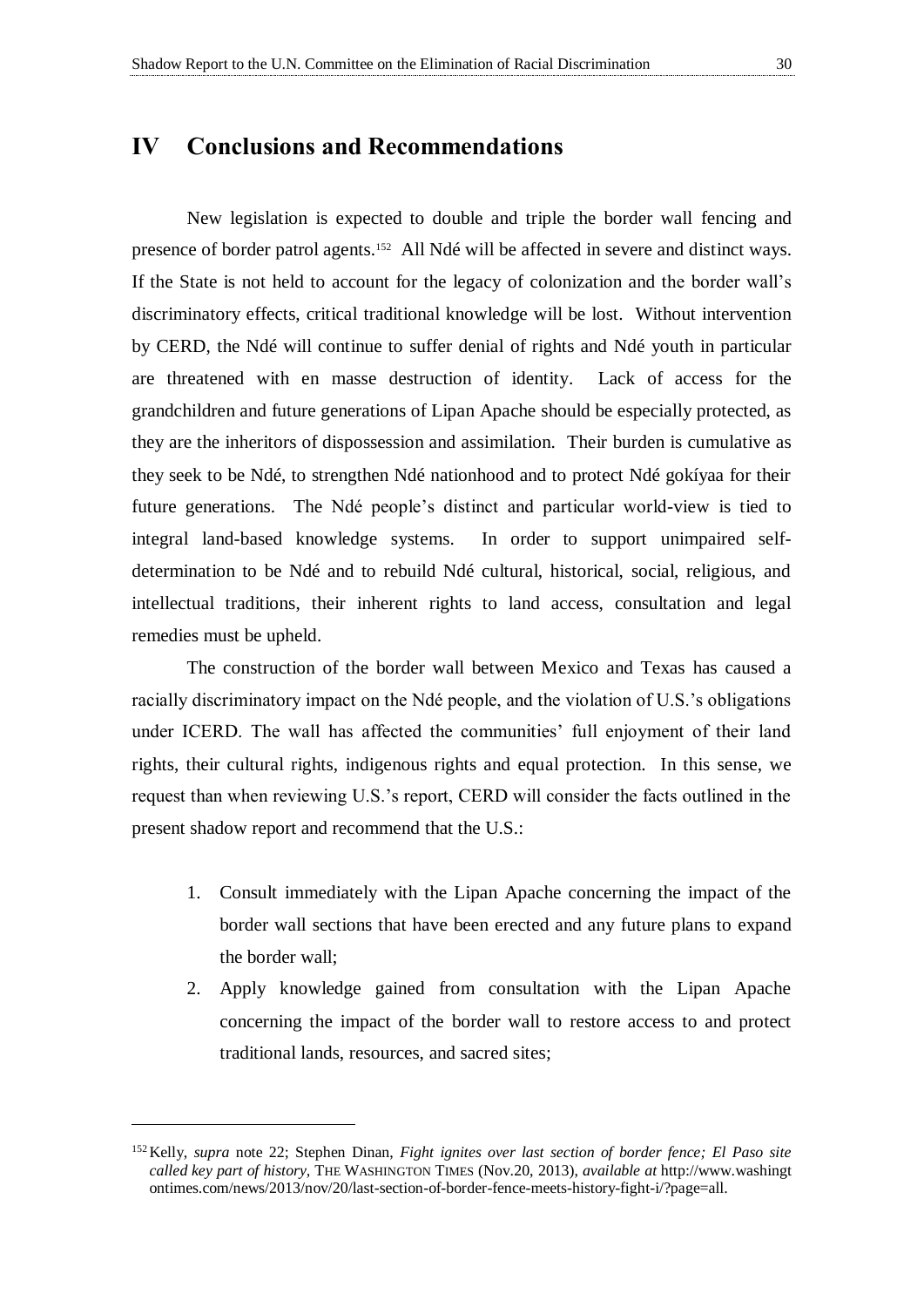# IV Conclusions and Recommendations

New legislation is expected to double and triple the border wall fencing and presence of border patrol agents.[152] All Ndé will be affected in severe and distinct ways. If the State is not held to account for the legacy of colonization and the border wall's discriminatory effects, critical traditional knowledge will be lost. Without intervention by CERD, the Ndé will continue to suffer denial of rights and Ndé youth in particular are threatened with en masse destruction of identity. Lack of access for the grandchildren and future generations of Lipan Apache should be especially protected, as they are the inheritors of dispossession and assimilation. Their burden is cumulative as they seek to be Ndé, to strengthen Ndé nationhood and to protect Ndé gokíyaa for their future generations. The Ndé people's distinct and particular world-view is tied to integral land-based knowledge systems. In order to support unimpaired self-determination to be Ndé and to rebuild Ndé cultural, historical, social, religious, and intellectual traditions, their inherent rights to land access, consultation and legal remedies must be upheld.

The construction of the border wall between Mexico and Texas has caused a racially discriminatory impact on the Ndé people, and the violation of U.S.'s obligations under ICERD. The wall has affected the communities' full enjoyment of their land rights, their cultural rights, indigenous rights and equal protection. In this sense, we request than when reviewing U.S.'s report, CERD will consider the facts outlined in the present shadow report and recommend that the U.S.:

1. Consult immediately with the Lipan Apache concerning the impact of the border wall sections that have been erected and any future plans to expand the border wall;
2. Apply knowledge gained from consultation with the Lipan Apache concerning the impact of the border wall to restore access to and protect traditional lands, resources, and sacred sites;

---

[152] Kelly, *supra* note 22; Stephen Dinan, *Fight ignites over last section of border fence; El Paso site called key part of history*, THE WASHINGTON TIMES (Nov.20, 2013), *available at* http://www.washingtontimes.com/news/2013/nov/20/last-section-of-border-fence-meets-history-fight-i/?page=all.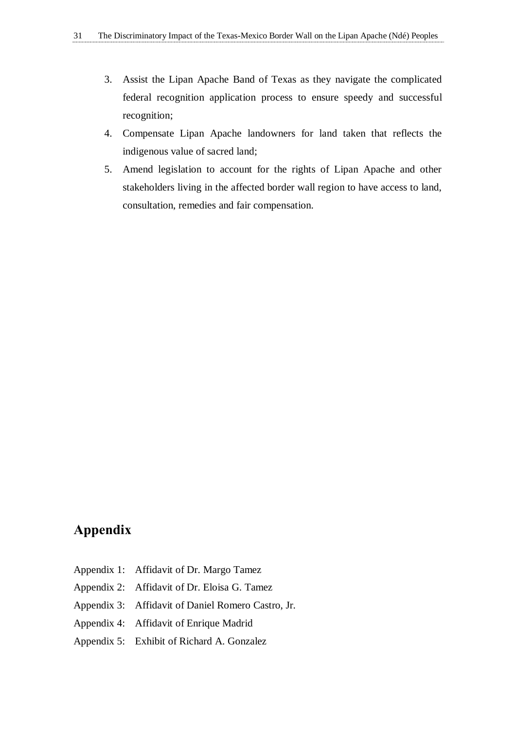3. Assist the Lipan Apache Band of Texas as they navigate the complicated federal recognition application process to ensure speedy and successful recognition;
4. Compensate Lipan Apache landowners for land taken that reflects the indigenous value of sacred land;
5. Amend legislation to account for the rights of Lipan Apache and other stakeholders living in the affected border wall region to have access to land, consultation, remedies and fair compensation.

## Appendix

Appendix 1: Affidavit of Dr. Margo Tamez

Appendix 2: Affidavit of Dr. Eloisa G. Tamez

Appendix 3: Affidavit of Daniel Romero Castro, Jr.

Appendix 4: Affidavit of Enrique Madrid

Appendix 5: Exhibit of Richard A. Gonzalez